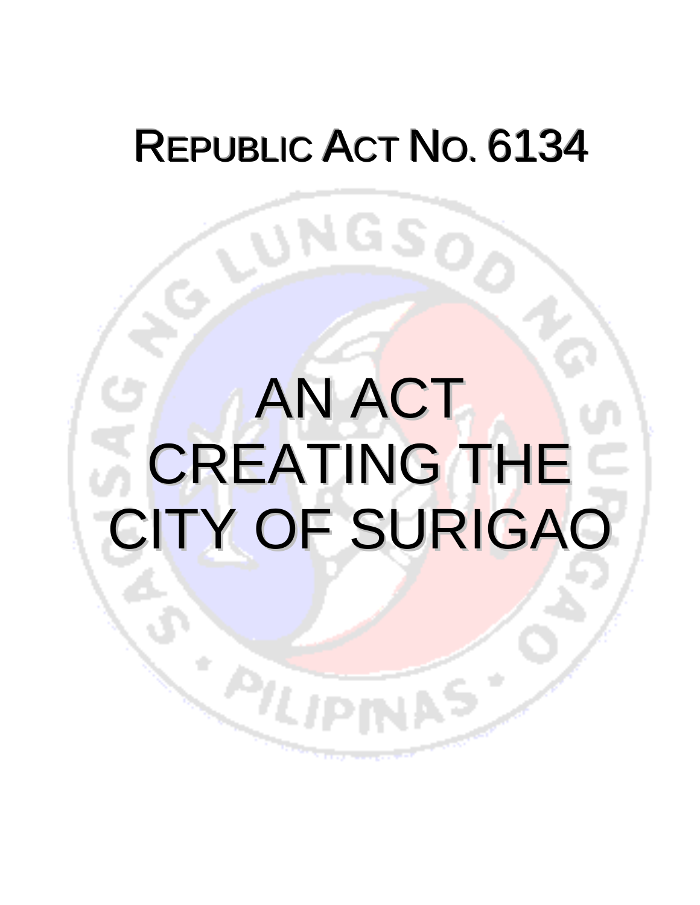# REPUBLIC ACT NO. 6134

# AN ACT CREATING THE CITY OF SURIGAO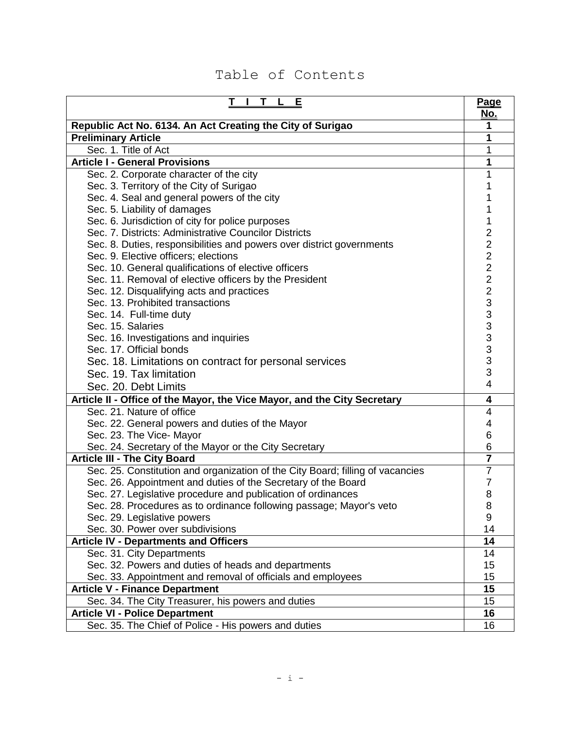# Table of Contents

| **T I T L E** | **Page No.** |
|---|---|
| **Republic Act No. 6134. An Act Creating the City of Surigao** | **1** |
| **Preliminary Article** | **1** |
| Sec. 1. Title of Act | 1 |
| **Article I - General Provisions** | **1** |
| Sec. 2. Corporate character of the city | 1 |
| Sec. 3. Territory of the City of Surigao | 1 |
| Sec. 4. Seal and general powers of the city | 1 |
| Sec. 5. Liability of damages | 1 |
| Sec. 6. Jurisdiction of city for police purposes | 1 |
| Sec. 7. Districts: Administrative Councilor Districts | 2 |
| Sec. 8. Duties, responsibilities and powers over district governments | 2 |
| Sec. 9. Elective officers; elections | 2 |
| Sec. 10. General qualifications of elective officers | 2 |
| Sec. 11. Removal of elective officers by the President | 2 |
| Sec. 12. Disqualifying acts and practices | 2 |
| Sec. 13. Prohibited transactions | 3 |
| Sec. 14. Full-time duty | 3 |
| Sec. 15. Salaries | 3 |
| Sec. 16. Investigations and inquiries | 3 |
| Sec. 17. Official bonds | 3 |
| Sec. 18. Limitations on contract for personal services | 3 |
| Sec. 19. Tax limitation | 3 |
| Sec. 20. Debt Limits | 4 |
| **Article II - Office of the Mayor, the Vice Mayor, and the City Secretary** | **4** |
| Sec. 21. Nature of office | 4 |
| Sec. 22. General powers and duties of the Mayor | 4 |
| Sec. 23. The Vice- Mayor | 6 |
| Sec. 24. Secretary of the Mayor or the City Secretary | 6 |
| **Article III - The City Board** | **7** |
| Sec. 25. Constitution and organization of the City Board; filling of vacancies | 7 |
| Sec. 26. Appointment and duties of the Secretary of the Board | 7 |
| Sec. 27. Legislative procedure and publication of ordinances | 8 |
| Sec. 28. Procedures as to ordinance following passage; Mayor's veto | 8 |
| Sec. 29. Legislative powers | 9 |
| Sec. 30. Power over subdivisions | 14 |
| **Article IV - Departments and Officers** | **14** |
| Sec. 31. City Departments | 14 |
| Sec. 32. Powers and duties of heads and departments | 15 |
| Sec. 33. Appointment and removal of officials and employees | 15 |
| **Article V - Finance Department** | **15** |
| Sec. 34. The City Treasurer, his powers and duties | 15 |
| **Article VI - Police Department** | **16** |
| Sec. 35. The Chief of Police - His powers and duties | 16 |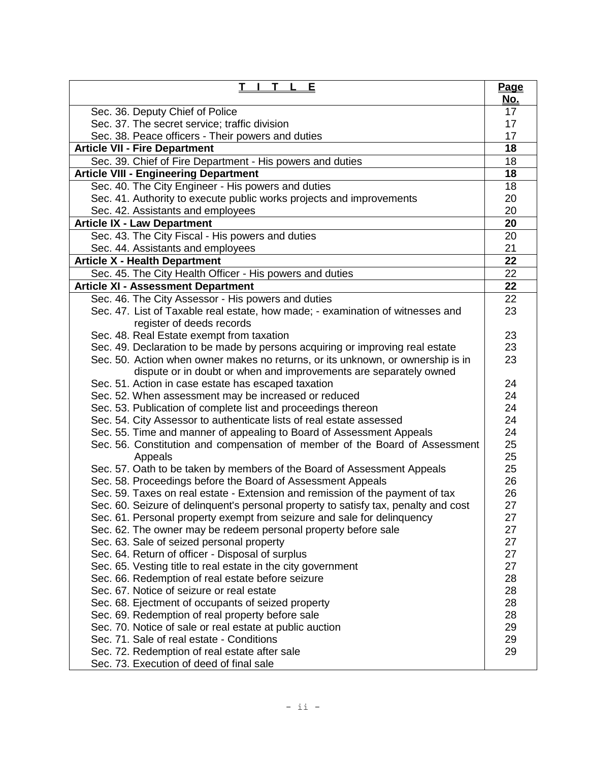| **T I T L E** | **Page No.** |
|---|---|
| Sec. 36. Deputy Chief of Police | 17 |
| Sec. 37. The secret service; traffic division | 17 |
| Sec. 38. Peace officers - Their powers and duties | 17 |
| **Article VII - Fire Department** | **18** |
| Sec. 39. Chief of Fire Department - His powers and duties | 18 |
| **Article VIII - Engineering Department** | **18** |
| Sec. 40. The City Engineer - His powers and duties | 18 |
| Sec. 41. Authority to execute public works projects and improvements | 20 |
| Sec. 42. Assistants and employees | 20 |
| **Article IX - Law Department** | **20** |
| Sec. 43. The City Fiscal - His powers and duties | 20 |
| Sec. 44. Assistants and employees | 21 |
| **Article X - Health Department** | **22** |
| Sec. 45. The City Health Officer - His powers and duties | 22 |
| **Article XI - Assessment Department** | **22** |
| Sec. 46. The City Assessor - His powers and duties | 22 |
| Sec. 47. List of Taxable real estate, how made; - examination of witnesses and register of deeds records | 23 |
| Sec. 48. Real Estate exempt from taxation | 23 |
| Sec. 49. Declaration to be made by persons acquiring or improving real estate | 23 |
| Sec. 50. Action when owner makes no returns, or its unknown, or ownership is in dispute or in doubt or when and improvements are separately owned | 23 |
| Sec. 51. Action in case estate has escaped taxation | 24 |
| Sec. 52. When assessment may be increased or reduced | 24 |
| Sec. 53. Publication of complete list and proceedings thereon | 24 |
| Sec. 54. City Assessor to authenticate lists of real estate assessed | 24 |
| Sec. 55. Time and manner of appealing to Board of Assessment Appeals | 24 |
| Sec. 56. Constitution and compensation of member of the Board of Assessment Appeals | 25<br>25 |
| Sec. 57. Oath to be taken by members of the Board of Assessment Appeals | 25 |
| Sec. 58. Proceedings before the Board of Assessment Appeals | 26 |
| Sec. 59. Taxes on real estate - Extension and remission of the payment of tax | 26 |
| Sec. 60. Seizure of delinquent's personal property to satisfy tax, penalty and cost | 27 |
| Sec. 61. Personal property exempt from seizure and sale for delinquency | 27 |
| Sec. 62. The owner may be redeem personal property before sale | 27 |
| Sec. 63. Sale of seized personal property | 27 |
| Sec. 64. Return of officer - Disposal of surplus | 27 |
| Sec. 65. Vesting title to real estate in the city government | 27 |
| Sec. 66. Redemption of real estate before seizure | 28 |
| Sec. 67. Notice of seizure or real estate | 28 |
| Sec. 68. Ejectment of occupants of seized property | 28 |
| Sec. 69. Redemption of real property before sale | 28 |
| Sec. 70. Notice of sale or real estate at public auction | 29 |
| Sec. 71. Sale of real estate - Conditions | 29 |
| Sec. 72. Redemption of real estate after sale | 29 |
| Sec. 73. Execution of deed of final sale | |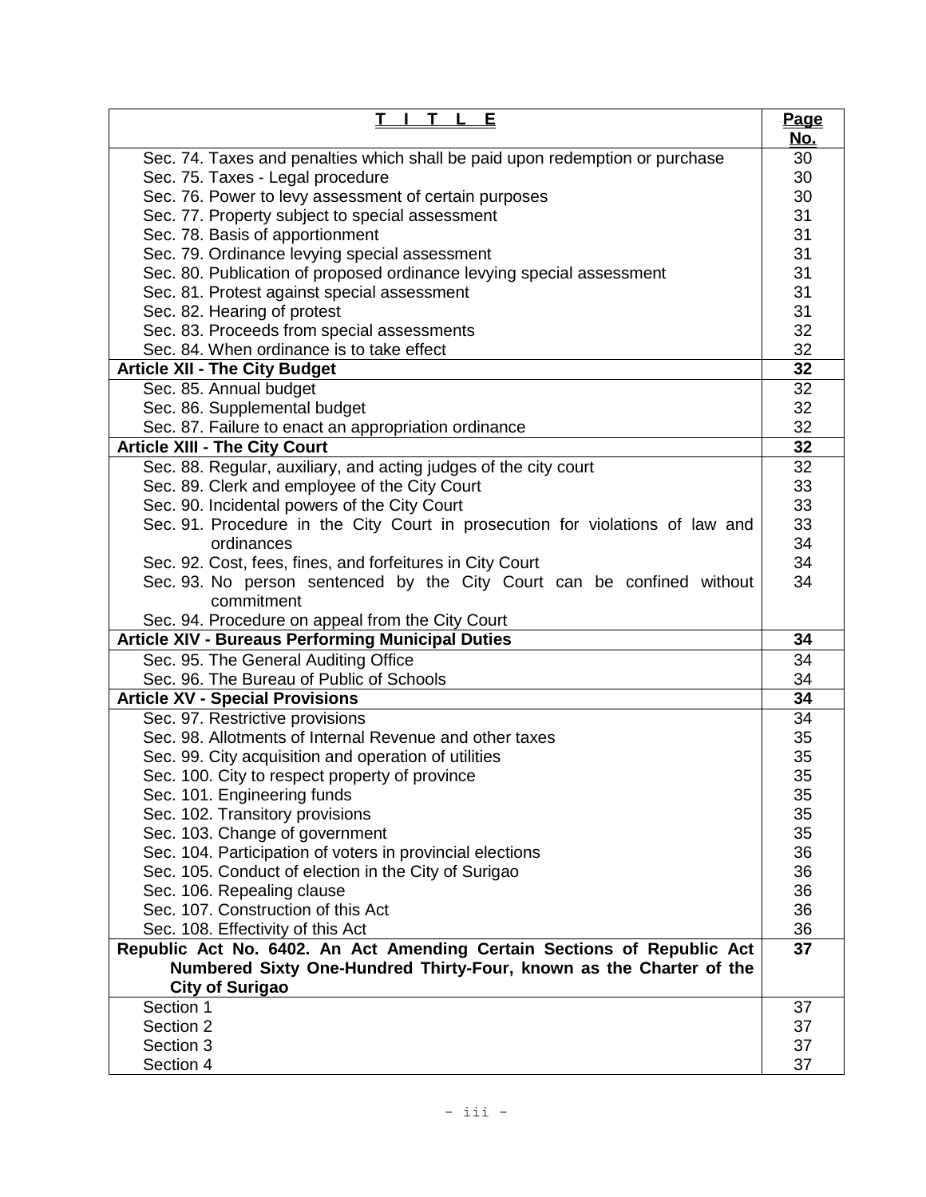| T I T L E | Page No. |
|---|---|
| Sec. 74. Taxes and penalties which shall be paid upon redemption or purchase | 30 |
| Sec. 75. Taxes - Legal procedure | 30 |
| Sec. 76. Power to levy assessment of certain purposes | 30 |
| Sec. 77. Property subject to special assessment | 31 |
| Sec. 78. Basis of apportionment | 31 |
| Sec. 79. Ordinance levying special assessment | 31 |
| Sec. 80. Publication of proposed ordinance levying special assessment | 31 |
| Sec. 81. Protest against special assessment | 31 |
| Sec. 82. Hearing of protest | 31 |
| Sec. 83. Proceeds from special assessments | 32 |
| Sec. 84. When ordinance is to take effect | 32 |
| **Article XII - The City Budget** | **32** |
| Sec. 85. Annual budget | 32 |
| Sec. 86. Supplemental budget | 32 |
| Sec. 87. Failure to enact an appropriation ordinance | 32 |
| **Article XIII - The City Court** | **32** |
| Sec. 88. Regular, auxiliary, and acting judges of the city court | 32 |
| Sec. 89. Clerk and employee of the City Court | 33 |
| Sec. 90. Incidental powers of the City Court | 33 |
| Sec. 91. Procedure in the City Court in prosecution for violations of law and ordinances | 33<br>34 |
| Sec. 92. Cost, fees, fines, and forfeitures in City Court | 34 |
| Sec. 93. No person sentenced by the City Court can be confined without commitment | 34 |
| Sec. 94. Procedure on appeal from the City Court | |
| **Article XIV - Bureaus Performing Municipal Duties** | **34** |
| Sec. 95. The General Auditing Office | 34 |
| Sec. 96. The Bureau of Public of Schools | 34 |
| **Article XV - Special Provisions** | **34** |
| Sec. 97. Restrictive provisions | 34 |
| Sec. 98. Allotments of Internal Revenue and other taxes | 35 |
| Sec. 99. City acquisition and operation of utilities | 35 |
| Sec. 100. City to respect property of province | 35 |
| Sec. 101. Engineering funds | 35 |
| Sec. 102. Transitory provisions | 35 |
| Sec. 103. Change of government | 35 |
| Sec. 104. Participation of voters in provincial elections | 36 |
| Sec. 105. Conduct of election in the City of Surigao | 36 |
| Sec. 106. Repealing clause | 36 |
| Sec. 107. Construction of this Act | 36 |
| Sec. 108. Effectivity of this Act | 36 |
| **Republic Act No. 6402. An Act Amending Certain Sections of Republic Act Numbered Sixty One-Hundred Thirty-Four, known as the Charter of the City of Surigao** | **37** |
| Section 1 | 37 |
| Section 2 | 37 |
| Section 3 | 37 |
| Section 4 | 37 |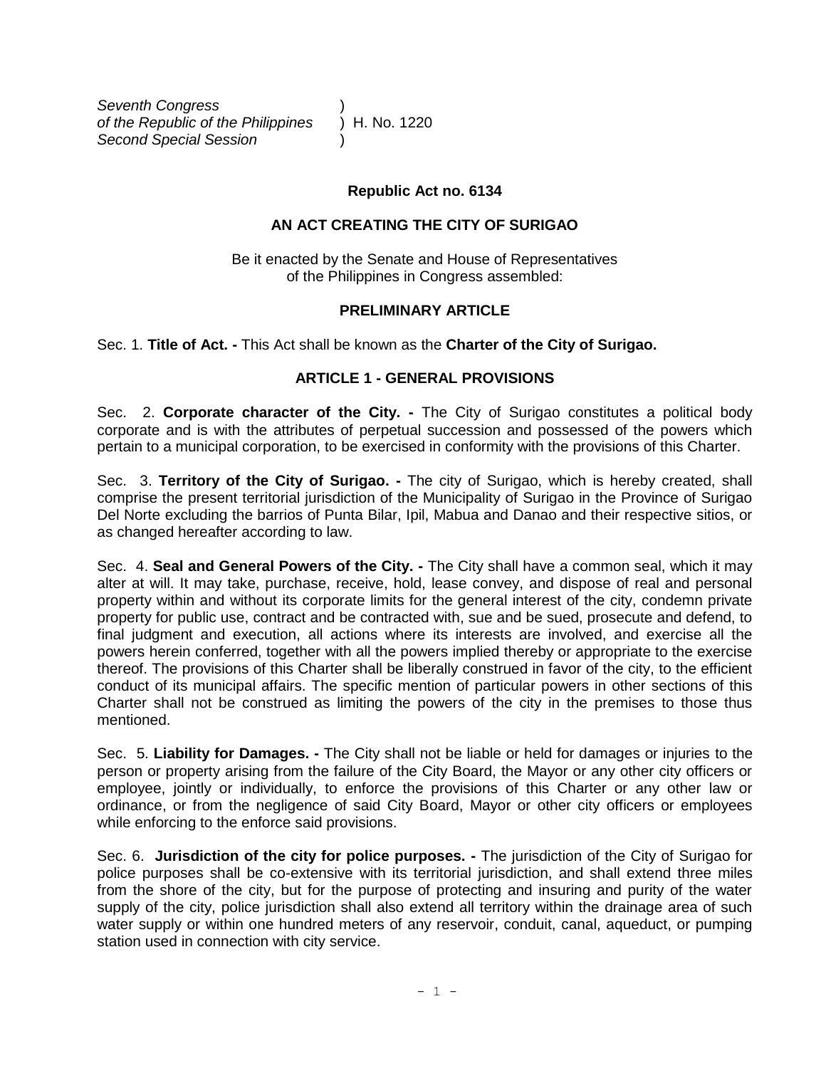*Seventh Congress* )
*of the Republic of the Philippines* ) H. No. 1220
*Second Special Session* )

**Republic Act no. 6134**

**AN ACT CREATING THE CITY OF SURIGAO**

Be it enacted by the Senate and House of Representatives
of the Philippines in Congress assembled:

**PRELIMINARY ARTICLE**

Sec. 1. **Title of Act. -** This Act shall be known as the **Charter of the City of Surigao.**

**ARTICLE 1 - GENERAL PROVISIONS**

Sec. 2. **Corporate character of the City. -** The City of Surigao constitutes a political body corporate and is with the attributes of perpetual succession and possessed of the powers which pertain to a municipal corporation, to be exercised in conformity with the provisions of this Charter.

Sec. 3. **Territory of the City of Surigao. -** The city of Surigao, which is hereby created, shall comprise the present territorial jurisdiction of the Municipality of Surigao in the Province of Surigao Del Norte excluding the barrios of Punta Bilar, Ipil, Mabua and Danao and their respective sitios, or as changed hereafter according to law.

Sec. 4. **Seal and General Powers of the City. -** The City shall have a common seal, which it may alter at will. It may take, purchase, receive, hold, lease convey, and dispose of real and personal property within and without its corporate limits for the general interest of the city, condemn private property for public use, contract and be contracted with, sue and be sued, prosecute and defend, to final judgment and execution, all actions where its interests are involved, and exercise all the powers herein conferred, together with all the powers implied thereby or appropriate to the exercise thereof. The provisions of this Charter shall be liberally construed in favor of the city, to the efficient conduct of its municipal affairs. The specific mention of particular powers in other sections of this Charter shall not be construed as limiting the powers of the city in the premises to those thus mentioned.

Sec. 5. **Liability for Damages. -** The City shall not be liable or held for damages or injuries to the person or property arising from the failure of the City Board, the Mayor or any other city officers or employee, jointly or individually, to enforce the provisions of this Charter or any other law or ordinance, or from the negligence of said City Board, Mayor or other city officers or employees while enforcing to the enforce said provisions.

Sec. 6. **Jurisdiction of the city for police purposes. -** The jurisdiction of the City of Surigao for police purposes shall be co-extensive with its territorial jurisdiction, and shall extend three miles from the shore of the city, but for the purpose of protecting and insuring and purity of the water supply of the city, police jurisdiction shall also extend all territory within the drainage area of such water supply or within one hundred meters of any reservoir, conduit, canal, aqueduct, or pumping station used in connection with city service.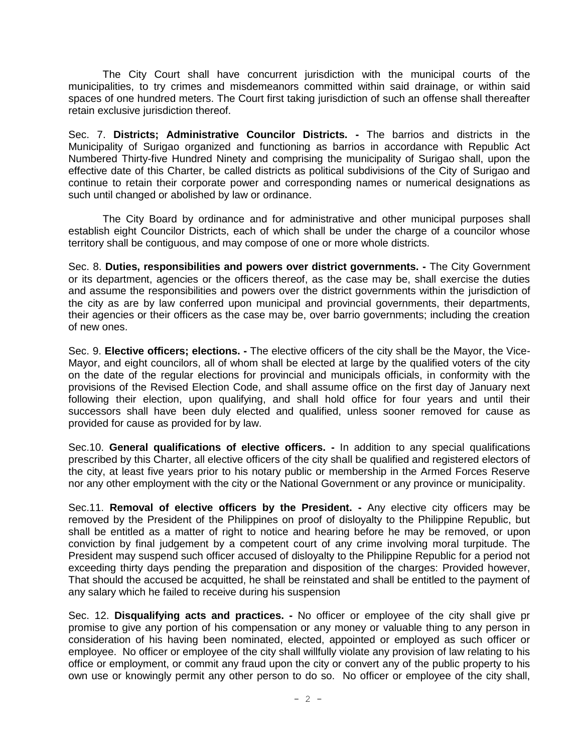The City Court shall have concurrent jurisdiction with the municipal courts of the municipalities, to try crimes and misdemeanors committed within said drainage, or within said spaces of one hundred meters. The Court first taking jurisdiction of such an offense shall thereafter retain exclusive jurisdiction thereof.

Sec. 7. **Districts; Administrative Councilor Districts. -** The barrios and districts in the Municipality of Surigao organized and functioning as barrios in accordance with Republic Act Numbered Thirty-five Hundred Ninety and comprising the municipality of Surigao shall, upon the effective date of this Charter, be called districts as political subdivisions of the City of Surigao and continue to retain their corporate power and corresponding names or numerical designations as such until changed or abolished by law or ordinance.

The City Board by ordinance and for administrative and other municipal purposes shall establish eight Councilor Districts, each of which shall be under the charge of a councilor whose territory shall be contiguous, and may compose of one or more whole districts.

Sec. 8. **Duties, responsibilities and powers over district governments. -** The City Government or its department, agencies or the officers thereof, as the case may be, shall exercise the duties and assume the responsibilities and powers over the district governments within the jurisdiction of the city as are by law conferred upon municipal and provincial governments, their departments, their agencies or their officers as the case may be, over barrio governments; including the creation of new ones.

Sec. 9. **Elective officers; elections. -** The elective officers of the city shall be the Mayor, the Vice-Mayor, and eight councilors, all of whom shall be elected at large by the qualified voters of the city on the date of the regular elections for provincial and municipals officials, in conformity with the provisions of the Revised Election Code, and shall assume office on the first day of January next following their election, upon qualifying, and shall hold office for four years and until their successors shall have been duly elected and qualified, unless sooner removed for cause as provided for cause as provided for by law.

Sec.10. **General qualifications of elective officers. -** In addition to any special qualifications prescribed by this Charter, all elective officers of the city shall be qualified and registered electors of the city, at least five years prior to his notary public or membership in the Armed Forces Reserve nor any other employment with the city or the National Government or any province or municipality.

Sec.11. **Removal of elective officers by the President. -** Any elective city officers may be removed by the President of the Philippines on proof of disloyalty to the Philippine Republic, but shall be entitled as a matter of right to notice and hearing before he may be removed, or upon conviction by final judgement by a competent court of any crime involving moral turpitude. The President may suspend such officer accused of disloyalty to the Philippine Republic for a period not exceeding thirty days pending the preparation and disposition of the charges: Provided however, That should the accused be acquitted, he shall be reinstated and shall be entitled to the payment of any salary which he failed to receive during his suspension

Sec. 12. **Disqualifying acts and practices. -** No officer or employee of the city shall give pr promise to give any portion of his compensation or any money or valuable thing to any person in consideration of his having been nominated, elected, appointed or employed as such officer or employee. No officer or employee of the city shall willfully violate any provision of law relating to his office or employment, or commit any fraud upon the city or convert any of the public property to his own use or knowingly permit any other person to do so. No officer or employee of the city shall,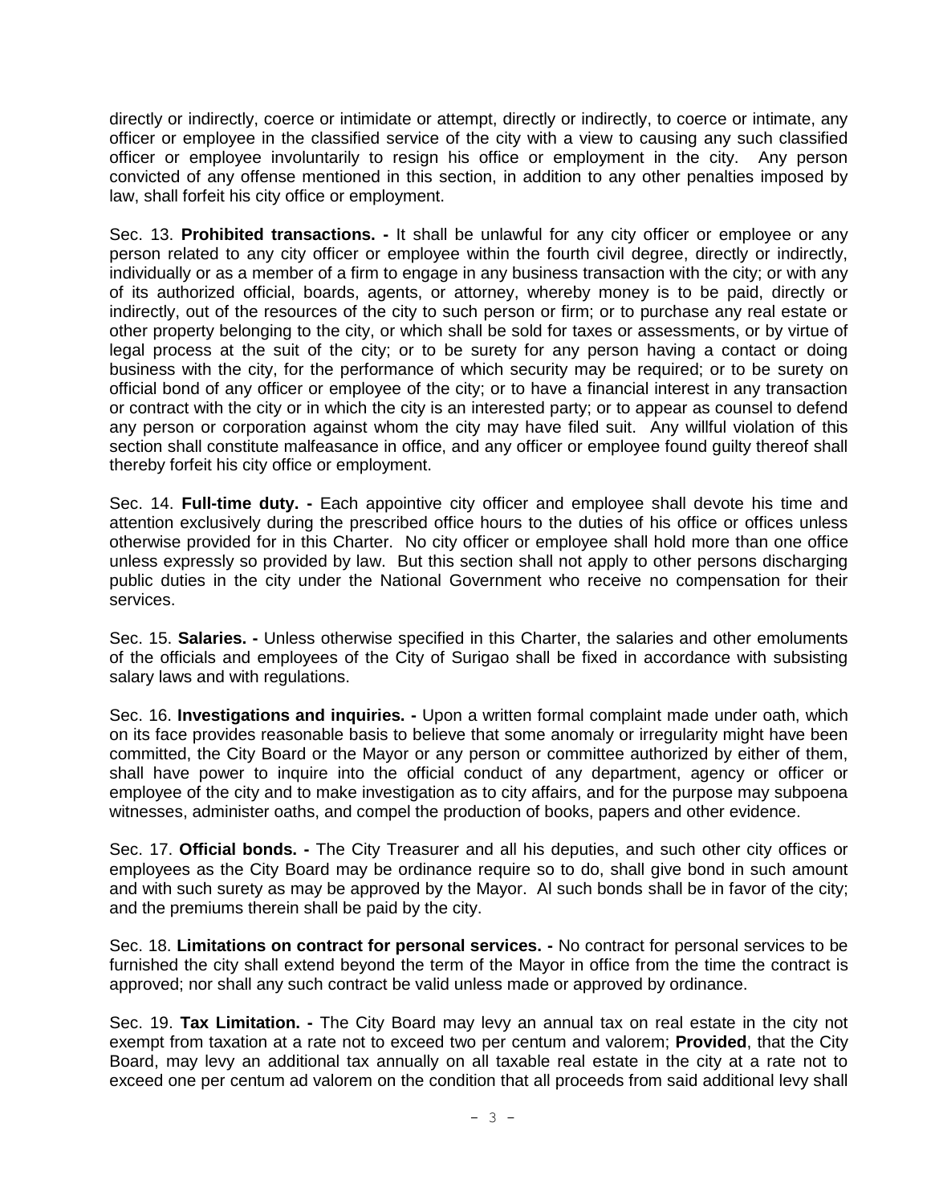directly or indirectly, coerce or intimidate or attempt, directly or indirectly, to coerce or intimate, any officer or employee in the classified service of the city with a view to causing any such classified officer or employee involuntarily to resign his office or employment in the city. Any person convicted of any offense mentioned in this section, in addition to any other penalties imposed by law, shall forfeit his city office or employment.

Sec. 13. **Prohibited transactions. -** It shall be unlawful for any city officer or employee or any person related to any city officer or employee within the fourth civil degree, directly or indirectly, individually or as a member of a firm to engage in any business transaction with the city; or with any of its authorized official, boards, agents, or attorney, whereby money is to be paid, directly or indirectly, out of the resources of the city to such person or firm; or to purchase any real estate or other property belonging to the city, or which shall be sold for taxes or assessments, or by virtue of legal process at the suit of the city; or to be surety for any person having a contact or doing business with the city, for the performance of which security may be required; or to be surety on official bond of any officer or employee of the city; or to have a financial interest in any transaction or contract with the city or in which the city is an interested party; or to appear as counsel to defend any person or corporation against whom the city may have filed suit. Any willful violation of this section shall constitute malfeasance in office, and any officer or employee found guilty thereof shall thereby forfeit his city office or employment.

Sec. 14. **Full-time duty. -** Each appointive city officer and employee shall devote his time and attention exclusively during the prescribed office hours to the duties of his office or offices unless otherwise provided for in this Charter. No city officer or employee shall hold more than one office unless expressly so provided by law. But this section shall not apply to other persons discharging public duties in the city under the National Government who receive no compensation for their services.

Sec. 15. **Salaries. -** Unless otherwise specified in this Charter, the salaries and other emoluments of the officials and employees of the City of Surigao shall be fixed in accordance with subsisting salary laws and with regulations.

Sec. 16. **Investigations and inquiries. -** Upon a written formal complaint made under oath, which on its face provides reasonable basis to believe that some anomaly or irregularity might have been committed, the City Board or the Mayor or any person or committee authorized by either of them, shall have power to inquire into the official conduct of any department, agency or officer or employee of the city and to make investigation as to city affairs, and for the purpose may subpoena witnesses, administer oaths, and compel the production of books, papers and other evidence.

Sec. 17. **Official bonds. -** The City Treasurer and all his deputies, and such other city offices or employees as the City Board may be ordinance require so to do, shall give bond in such amount and with such surety as may be approved by the Mayor. Al such bonds shall be in favor of the city; and the premiums therein shall be paid by the city.

Sec. 18. **Limitations on contract for personal services. -** No contract for personal services to be furnished the city shall extend beyond the term of the Mayor in office from the time the contract is approved; nor shall any such contract be valid unless made or approved by ordinance.

Sec. 19. **Tax Limitation. -** The City Board may levy an annual tax on real estate in the city not exempt from taxation at a rate not to exceed two per centum and valorem; **Provided**, that the City Board, may levy an additional tax annually on all taxable real estate in the city at a rate not to exceed one per centum ad valorem on the condition that all proceeds from said additional levy shall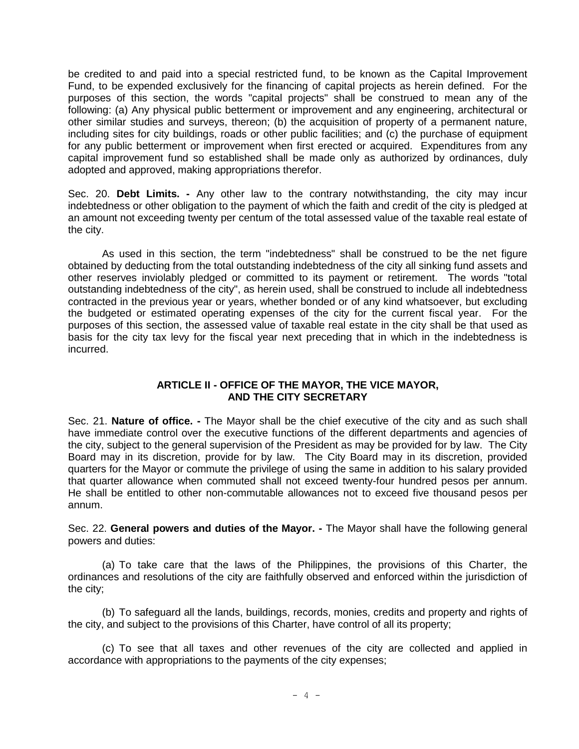be credited to and paid into a special restricted fund, to be known as the Capital Improvement Fund, to be expended exclusively for the financing of capital projects as herein defined. For the purposes of this section, the words "capital projects" shall be construed to mean any of the following: (a) Any physical public betterment or improvement and any engineering, architectural or other similar studies and surveys, thereon; (b) the acquisition of property of a permanent nature, including sites for city buildings, roads or other public facilities; and (c) the purchase of equipment for any public betterment or improvement when first erected or acquired. Expenditures from any capital improvement fund so established shall be made only as authorized by ordinances, duly adopted and approved, making appropriations therefor.

Sec. 20. **Debt Limits. -** Any other law to the contrary notwithstanding, the city may incur indebtedness or other obligation to the payment of which the faith and credit of the city is pledged at an amount not exceeding twenty per centum of the total assessed value of the taxable real estate of the city.

As used in this section, the term "indebtedness" shall be construed to be the net figure obtained by deducting from the total outstanding indebtedness of the city all sinking fund assets and other reserves inviolably pledged or committed to its payment or retirement. The words "total outstanding indebtedness of the city", as herein used, shall be construed to include all indebtedness contracted in the previous year or years, whether bonded or of any kind whatsoever, but excluding the budgeted or estimated operating expenses of the city for the current fiscal year. For the purposes of this section, the assessed value of taxable real estate in the city shall be that used as basis for the city tax levy for the fiscal year next preceding that in which in the indebtedness is incurred.

## ARTICLE II - OFFICE OF THE MAYOR, THE VICE MAYOR, AND THE CITY SECRETARY

Sec. 21. **Nature of office. -** The Mayor shall be the chief executive of the city and as such shall have immediate control over the executive functions of the different departments and agencies of the city, subject to the general supervision of the President as may be provided for by law. The City Board may in its discretion, provide for by law. The City Board may in its discretion, provided quarters for the Mayor or commute the privilege of using the same in addition to his salary provided that quarter allowance when commuted shall not exceed twenty-four hundred pesos per annum. He shall be entitled to other non-commutable allowances not to exceed five thousand pesos per annum.

Sec. 22. **General powers and duties of the Mayor. -** The Mayor shall have the following general powers and duties:

(a) To take care that the laws of the Philippines, the provisions of this Charter, the ordinances and resolutions of the city are faithfully observed and enforced within the jurisdiction of the city;

(b) To safeguard all the lands, buildings, records, monies, credits and property and rights of the city, and subject to the provisions of this Charter, have control of all its property;

(c) To see that all taxes and other revenues of the city are collected and applied in accordance with appropriations to the payments of the city expenses;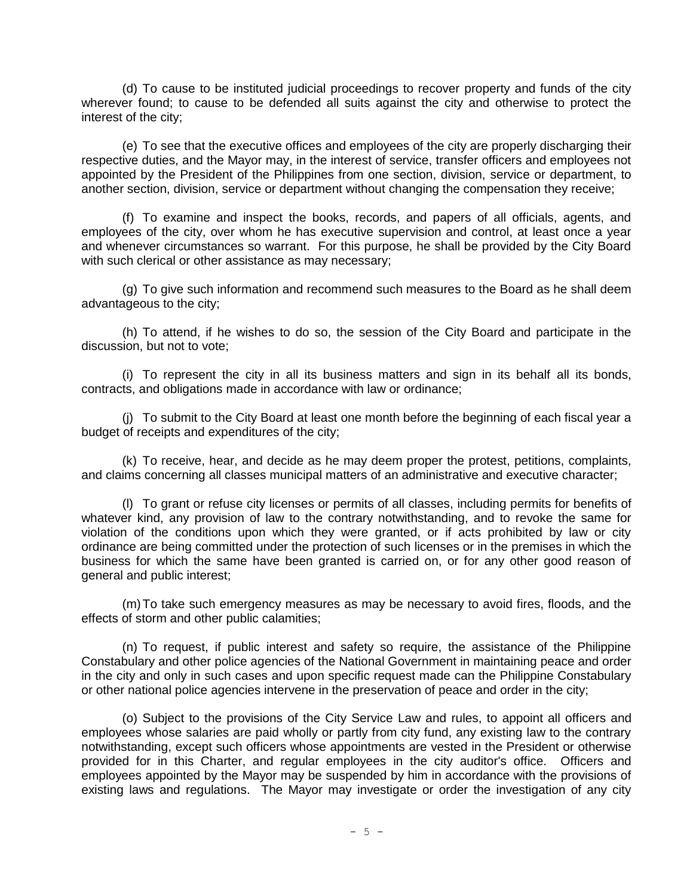(d) To cause to be instituted judicial proceedings to recover property and funds of the city wherever found; to cause to be defended all suits against the city and otherwise to protect the interest of the city;

(e) To see that the executive offices and employees of the city are properly discharging their respective duties, and the Mayor may, in the interest of service, transfer officers and employees not appointed by the President of the Philippines from one section, division, service or department, to another section, division, service or department without changing the compensation they receive;

(f) To examine and inspect the books, records, and papers of all officials, agents, and employees of the city, over whom he has executive supervision and control, at least once a year and whenever circumstances so warrant. For this purpose, he shall be provided by the City Board with such clerical or other assistance as may necessary;

(g) To give such information and recommend such measures to the Board as he shall deem advantageous to the city;

(h) To attend, if he wishes to do so, the session of the City Board and participate in the discussion, but not to vote;

(i) To represent the city in all its business matters and sign in its behalf all its bonds, contracts, and obligations made in accordance with law or ordinance;

(j) To submit to the City Board at least one month before the beginning of each fiscal year a budget of receipts and expenditures of the city;

(k) To receive, hear, and decide as he may deem proper the protest, petitions, complaints, and claims concerning all classes municipal matters of an administrative and executive character;

(l) To grant or refuse city licenses or permits of all classes, including permits for benefits of whatever kind, any provision of law to the contrary notwithstanding, and to revoke the same for violation of the conditions upon which they were granted, or if acts prohibited by law or city ordinance are being committed under the protection of such licenses or in the premises in which the business for which the same have been granted is carried on, or for any other good reason of general and public interest;

(m) To take such emergency measures as may be necessary to avoid fires, floods, and the effects of storm and other public calamities;

(n) To request, if public interest and safety so require, the assistance of the Philippine Constabulary and other police agencies of the National Government in maintaining peace and order in the city and only in such cases and upon specific request made can the Philippine Constabulary or other national police agencies intervene in the preservation of peace and order in the city;

(o) Subject to the provisions of the City Service Law and rules, to appoint all officers and employees whose salaries are paid wholly or partly from city fund, any existing law to the contrary notwithstanding, except such officers whose appointments are vested in the President or otherwise provided for in this Charter, and regular employees in the city auditor's office. Officers and employees appointed by the Mayor may be suspended by him in accordance with the provisions of existing laws and regulations. The Mayor may investigate or order the investigation of any city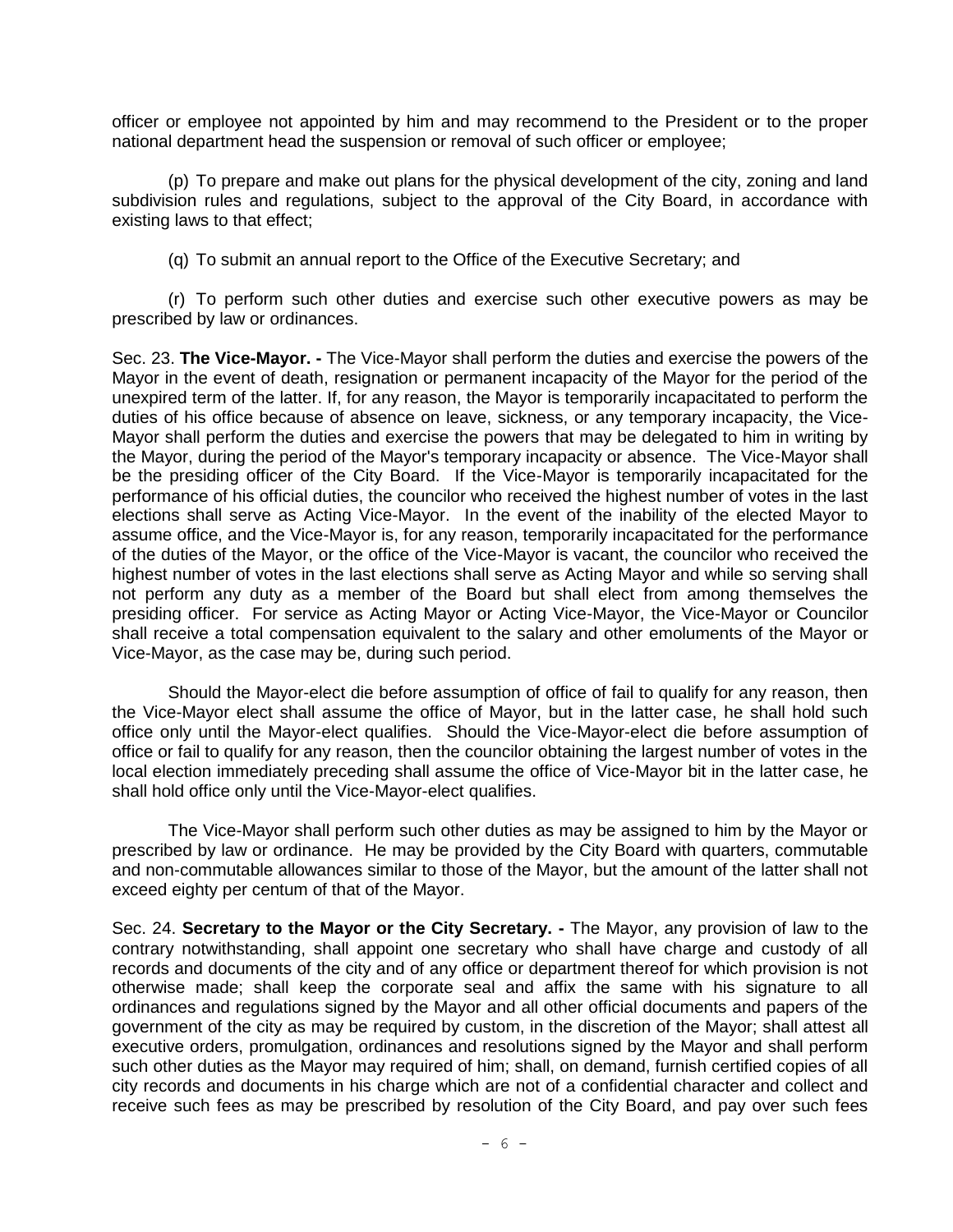officer or employee not appointed by him and may recommend to the President or to the proper national department head the suspension or removal of such officer or employee;

(p) To prepare and make out plans for the physical development of the city, zoning and land subdivision rules and regulations, subject to the approval of the City Board, in accordance with existing laws to that effect;

(q) To submit an annual report to the Office of the Executive Secretary; and

(r) To perform such other duties and exercise such other executive powers as may be prescribed by law or ordinances.

Sec. 23. **The Vice-Mayor. -** The Vice-Mayor shall perform the duties and exercise the powers of the Mayor in the event of death, resignation or permanent incapacity of the Mayor for the period of the unexpired term of the latter. If, for any reason, the Mayor is temporarily incapacitated to perform the duties of his office because of absence on leave, sickness, or any temporary incapacity, the Vice-Mayor shall perform the duties and exercise the powers that may be delegated to him in writing by the Mayor, during the period of the Mayor's temporary incapacity or absence. The Vice-Mayor shall be the presiding officer of the City Board. If the Vice-Mayor is temporarily incapacitated for the performance of his official duties, the councilor who received the highest number of votes in the last elections shall serve as Acting Vice-Mayor. In the event of the inability of the elected Mayor to assume office, and the Vice-Mayor is, for any reason, temporarily incapacitated for the performance of the duties of the Mayor, or the office of the Vice-Mayor is vacant, the councilor who received the highest number of votes in the last elections shall serve as Acting Mayor and while so serving shall not perform any duty as a member of the Board but shall elect from among themselves the presiding officer. For service as Acting Mayor or Acting Vice-Mayor, the Vice-Mayor or Councilor shall receive a total compensation equivalent to the salary and other emoluments of the Mayor or Vice-Mayor, as the case may be, during such period.

Should the Mayor-elect die before assumption of office of fail to qualify for any reason, then the Vice-Mayor elect shall assume the office of Mayor, but in the latter case, he shall hold such office only until the Mayor-elect qualifies. Should the Vice-Mayor-elect die before assumption of office or fail to qualify for any reason, then the councilor obtaining the largest number of votes in the local election immediately preceding shall assume the office of Vice-Mayor bit in the latter case, he shall hold office only until the Vice-Mayor-elect qualifies.

The Vice-Mayor shall perform such other duties as may be assigned to him by the Mayor or prescribed by law or ordinance. He may be provided by the City Board with quarters, commutable and non-commutable allowances similar to those of the Mayor, but the amount of the latter shall not exceed eighty per centum of that of the Mayor.

Sec. 24. **Secretary to the Mayor or the City Secretary. -** The Mayor, any provision of law to the contrary notwithstanding, shall appoint one secretary who shall have charge and custody of all records and documents of the city and of any office or department thereof for which provision is not otherwise made; shall keep the corporate seal and affix the same with his signature to all ordinances and regulations signed by the Mayor and all other official documents and papers of the government of the city as may be required by custom, in the discretion of the Mayor; shall attest all executive orders, promulgation, ordinances and resolutions signed by the Mayor and shall perform such other duties as the Mayor may required of him; shall, on demand, furnish certified copies of all city records and documents in his charge which are not of a confidential character and collect and receive such fees as may be prescribed by resolution of the City Board, and pay over such fees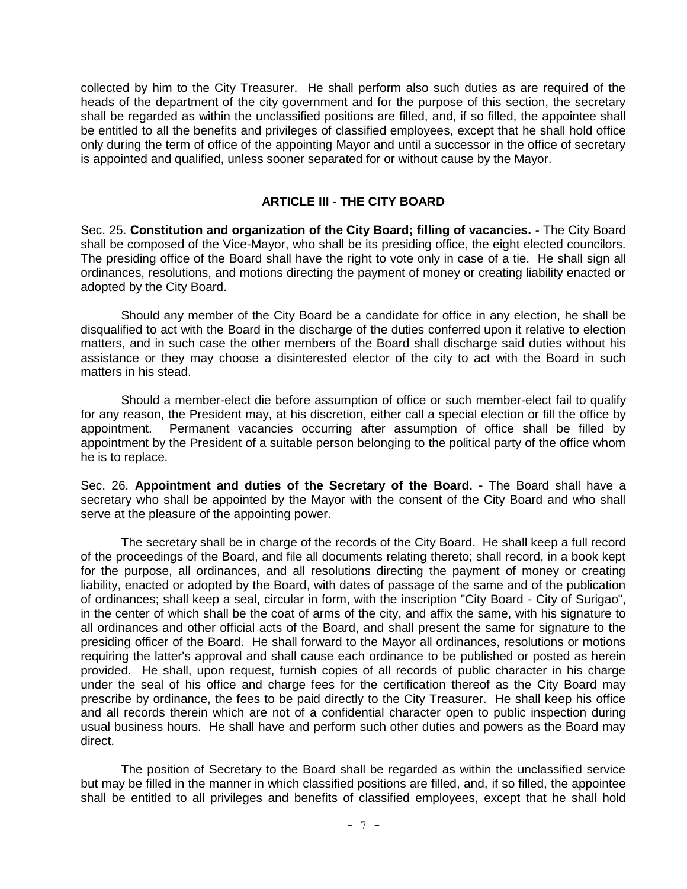collected by him to the City Treasurer. He shall perform also such duties as are required of the heads of the department of the city government and for the purpose of this section, the secretary shall be regarded as within the unclassified positions are filled, and, if so filled, the appointee shall be entitled to all the benefits and privileges of classified employees, except that he shall hold office only during the term of office of the appointing Mayor and until a successor in the office of secretary is appointed and qualified, unless sooner separated for or without cause by the Mayor.

## ARTICLE III - THE CITY BOARD

Sec. 25. **Constitution and organization of the City Board; filling of vacancies. -** The City Board shall be composed of the Vice-Mayor, who shall be its presiding office, the eight elected councilors. The presiding office of the Board shall have the right to vote only in case of a tie. He shall sign all ordinances, resolutions, and motions directing the payment of money or creating liability enacted or adopted by the City Board.

Should any member of the City Board be a candidate for office in any election, he shall be disqualified to act with the Board in the discharge of the duties conferred upon it relative to election matters, and in such case the other members of the Board shall discharge said duties without his assistance or they may choose a disinterested elector of the city to act with the Board in such matters in his stead.

Should a member-elect die before assumption of office or such member-elect fail to qualify for any reason, the President may, at his discretion, either call a special election or fill the office by appointment. Permanent vacancies occurring after assumption of office shall be filled by appointment by the President of a suitable person belonging to the political party of the office whom he is to replace.

Sec. 26. **Appointment and duties of the Secretary of the Board. -** The Board shall have a secretary who shall be appointed by the Mayor with the consent of the City Board and who shall serve at the pleasure of the appointing power.

The secretary shall be in charge of the records of the City Board. He shall keep a full record of the proceedings of the Board, and file all documents relating thereto; shall record, in a book kept for the purpose, all ordinances, and all resolutions directing the payment of money or creating liability, enacted or adopted by the Board, with dates of passage of the same and of the publication of ordinances; shall keep a seal, circular in form, with the inscription "City Board - City of Surigao", in the center of which shall be the coat of arms of the city, and affix the same, with his signature to all ordinances and other official acts of the Board, and shall present the same for signature to the presiding officer of the Board. He shall forward to the Mayor all ordinances, resolutions or motions requiring the latter's approval and shall cause each ordinance to be published or posted as herein provided. He shall, upon request, furnish copies of all records of public character in his charge under the seal of his office and charge fees for the certification thereof as the City Board may prescribe by ordinance, the fees to be paid directly to the City Treasurer. He shall keep his office and all records therein which are not of a confidential character open to public inspection during usual business hours. He shall have and perform such other duties and powers as the Board may direct.

The position of Secretary to the Board shall be regarded as within the unclassified service but may be filled in the manner in which classified positions are filled, and, if so filled, the appointee shall be entitled to all privileges and benefits of classified employees, except that he shall hold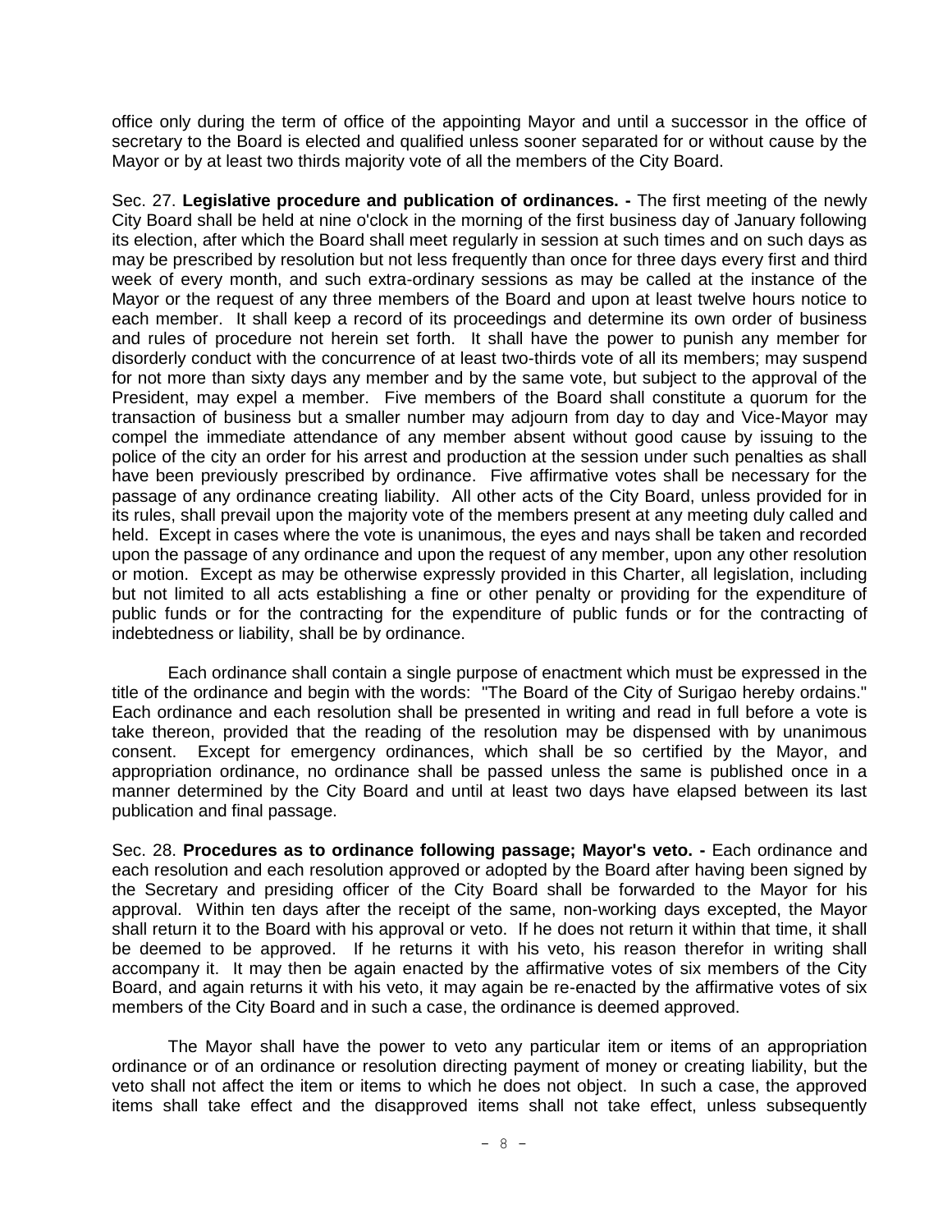office only during the term of office of the appointing Mayor and until a successor in the office of secretary to the Board is elected and qualified unless sooner separated for or without cause by the Mayor or by at least two thirds majority vote of all the members of the City Board.

Sec. 27. **Legislative procedure and publication of ordinances. -** The first meeting of the newly City Board shall be held at nine o'clock in the morning of the first business day of January following its election, after which the Board shall meet regularly in session at such times and on such days as may be prescribed by resolution but not less frequently than once for three days every first and third week of every month, and such extra-ordinary sessions as may be called at the instance of the Mayor or the request of any three members of the Board and upon at least twelve hours notice to each member. It shall keep a record of its proceedings and determine its own order of business and rules of procedure not herein set forth. It shall have the power to punish any member for disorderly conduct with the concurrence of at least two-thirds vote of all its members; may suspend for not more than sixty days any member and by the same vote, but subject to the approval of the President, may expel a member. Five members of the Board shall constitute a quorum for the transaction of business but a smaller number may adjourn from day to day and Vice-Mayor may compel the immediate attendance of any member absent without good cause by issuing to the police of the city an order for his arrest and production at the session under such penalties as shall have been previously prescribed by ordinance. Five affirmative votes shall be necessary for the passage of any ordinance creating liability. All other acts of the City Board, unless provided for in its rules, shall prevail upon the majority vote of the members present at any meeting duly called and held. Except in cases where the vote is unanimous, the eyes and nays shall be taken and recorded upon the passage of any ordinance and upon the request of any member, upon any other resolution or motion. Except as may be otherwise expressly provided in this Charter, all legislation, including but not limited to all acts establishing a fine or other penalty or providing for the expenditure of public funds or for the contracting for the expenditure of public funds or for the contracting of indebtedness or liability, shall be by ordinance.

Each ordinance shall contain a single purpose of enactment which must be expressed in the title of the ordinance and begin with the words: "The Board of the City of Surigao hereby ordains." Each ordinance and each resolution shall be presented in writing and read in full before a vote is take thereon, provided that the reading of the resolution may be dispensed with by unanimous consent. Except for emergency ordinances, which shall be so certified by the Mayor, and appropriation ordinance, no ordinance shall be passed unless the same is published once in a manner determined by the City Board and until at least two days have elapsed between its last publication and final passage.

Sec. 28. **Procedures as to ordinance following passage; Mayor's veto. -** Each ordinance and each resolution and each resolution approved or adopted by the Board after having been signed by the Secretary and presiding officer of the City Board shall be forwarded to the Mayor for his approval. Within ten days after the receipt of the same, non-working days excepted, the Mayor shall return it to the Board with his approval or veto. If he does not return it within that time, it shall be deemed to be approved. If he returns it with his veto, his reason therefor in writing shall accompany it. It may then be again enacted by the affirmative votes of six members of the City Board, and again returns it with his veto, it may again be re-enacted by the affirmative votes of six members of the City Board and in such a case, the ordinance is deemed approved.

The Mayor shall have the power to veto any particular item or items of an appropriation ordinance or of an ordinance or resolution directing payment of money or creating liability, but the veto shall not affect the item or items to which he does not object. In such a case, the approved items shall take effect and the disapproved items shall not take effect, unless subsequently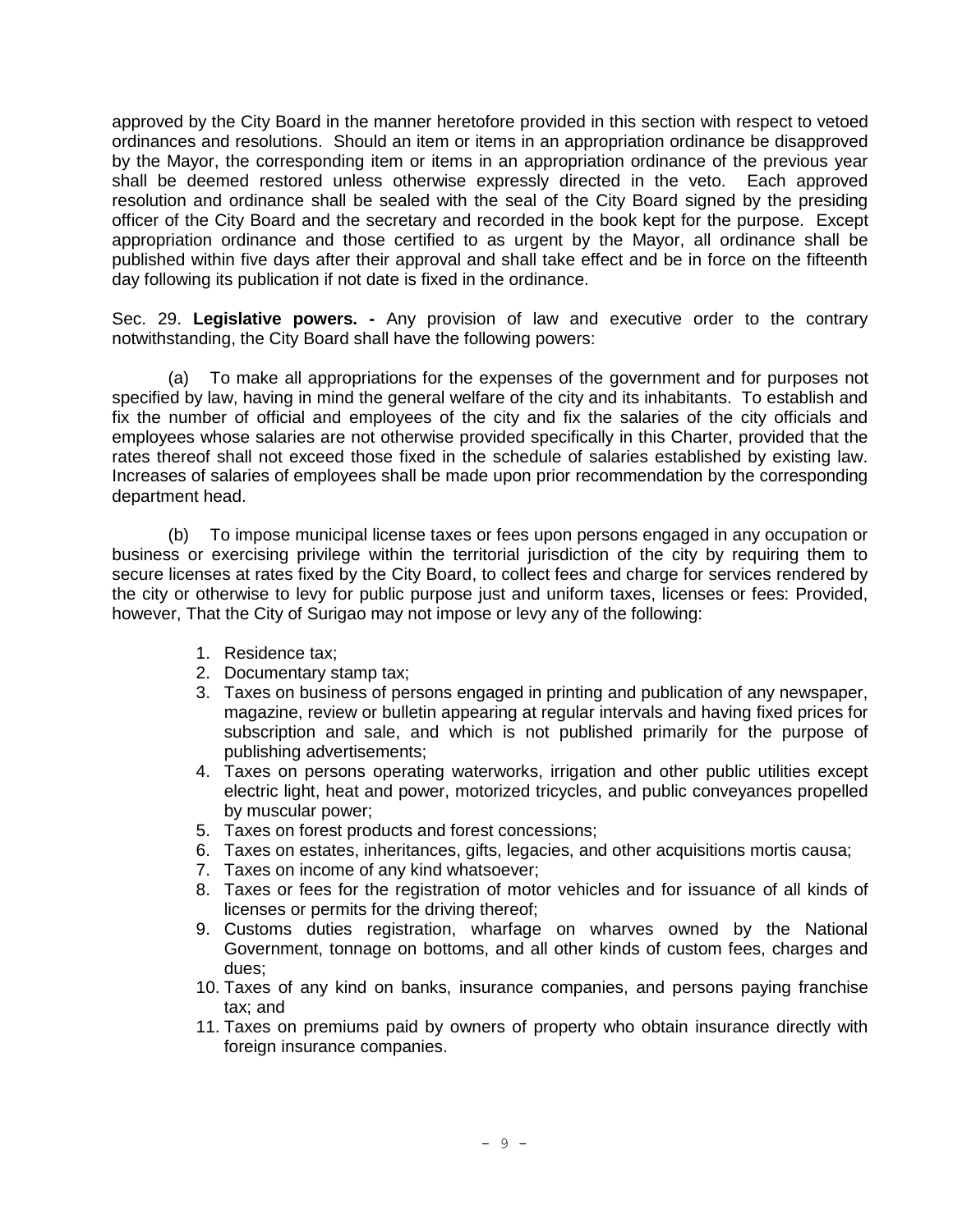approved by the City Board in the manner heretofore provided in this section with respect to vetoed ordinances and resolutions. Should an item or items in an appropriation ordinance be disapproved by the Mayor, the corresponding item or items in an appropriation ordinance of the previous year shall be deemed restored unless otherwise expressly directed in the veto. Each approved resolution and ordinance shall be sealed with the seal of the City Board signed by the presiding officer of the City Board and the secretary and recorded in the book kept for the purpose. Except appropriation ordinance and those certified to as urgent by the Mayor, all ordinance shall be published within five days after their approval and shall take effect and be in force on the fifteenth day following its publication if not date is fixed in the ordinance.

Sec. 29. **Legislative powers. -** Any provision of law and executive order to the contrary notwithstanding, the City Board shall have the following powers:

(a) To make all appropriations for the expenses of the government and for purposes not specified by law, having in mind the general welfare of the city and its inhabitants. To establish and fix the number of official and employees of the city and fix the salaries of the city officials and employees whose salaries are not otherwise provided specifically in this Charter, provided that the rates thereof shall not exceed those fixed in the schedule of salaries established by existing law. Increases of salaries of employees shall be made upon prior recommendation by the corresponding department head.

(b) To impose municipal license taxes or fees upon persons engaged in any occupation or business or exercising privilege within the territorial jurisdiction of the city by requiring them to secure licenses at rates fixed by the City Board, to collect fees and charge for services rendered by the city or otherwise to levy for public purpose just and uniform taxes, licenses or fees: Provided, however, That the City of Surigao may not impose or levy any of the following:

1. Residence tax;
2. Documentary stamp tax;
3. Taxes on business of persons engaged in printing and publication of any newspaper, magazine, review or bulletin appearing at regular intervals and having fixed prices for subscription and sale, and which is not published primarily for the purpose of publishing advertisements;
4. Taxes on persons operating waterworks, irrigation and other public utilities except electric light, heat and power, motorized tricycles, and public conveyances propelled by muscular power;
5. Taxes on forest products and forest concessions;
6. Taxes on estates, inheritances, gifts, legacies, and other acquisitions mortis causa;
7. Taxes on income of any kind whatsoever;
8. Taxes or fees for the registration of motor vehicles and for issuance of all kinds of licenses or permits for the driving thereof;
9. Customs duties registration, wharfage on wharves owned by the National Government, tonnage on bottoms, and all other kinds of custom fees, charges and dues;
10. Taxes of any kind on banks, insurance companies, and persons paying franchise tax; and
11. Taxes on premiums paid by owners of property who obtain insurance directly with foreign insurance companies.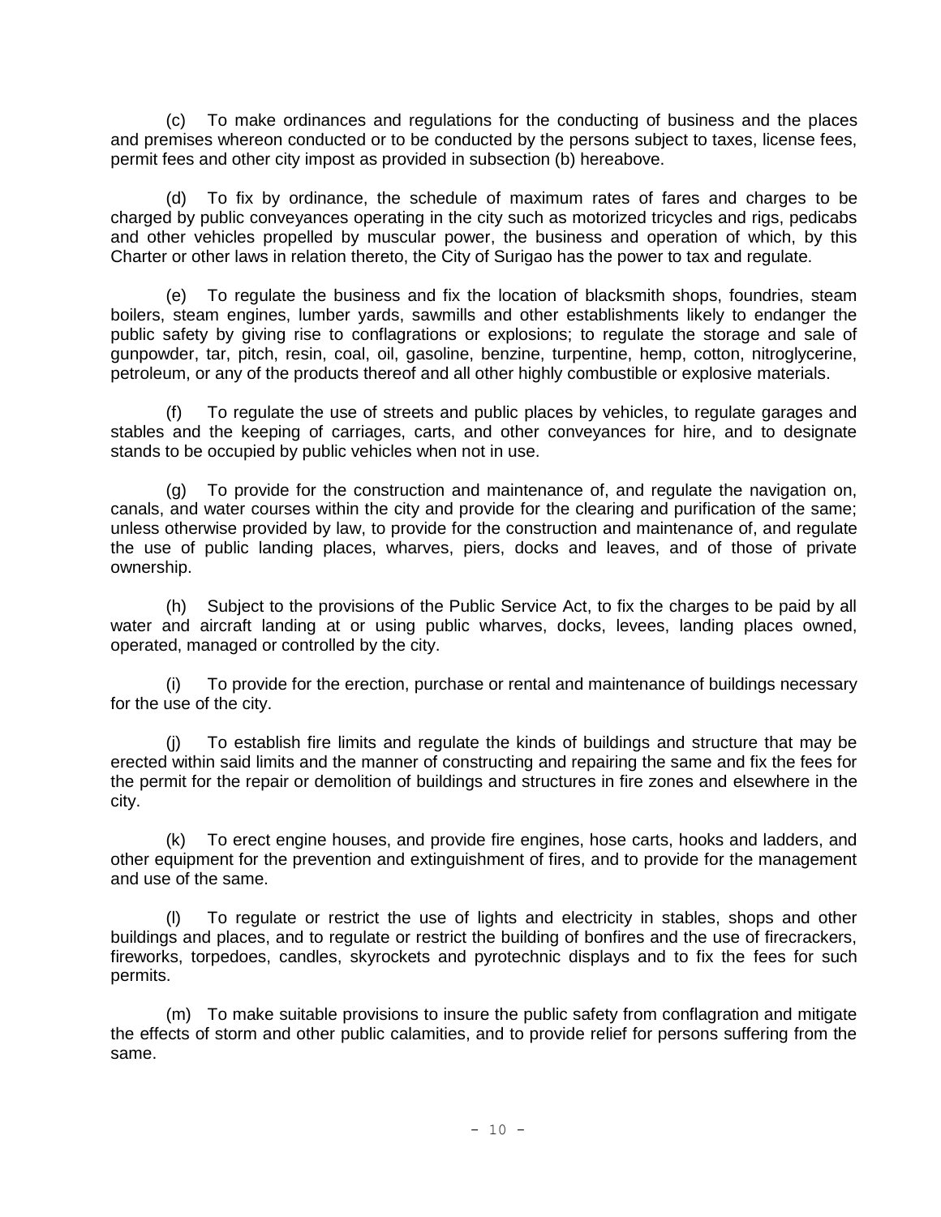(c) To make ordinances and regulations for the conducting of business and the places and premises whereon conducted or to be conducted by the persons subject to taxes, license fees, permit fees and other city impost as provided in subsection (b) hereabove.

(d) To fix by ordinance, the schedule of maximum rates of fares and charges to be charged by public conveyances operating in the city such as motorized tricycles and rigs, pedicabs and other vehicles propelled by muscular power, the business and operation of which, by this Charter or other laws in relation thereto, the City of Surigao has the power to tax and regulate.

(e) To regulate the business and fix the location of blacksmith shops, foundries, steam boilers, steam engines, lumber yards, sawmills and other establishments likely to endanger the public safety by giving rise to conflagrations or explosions; to regulate the storage and sale of gunpowder, tar, pitch, resin, coal, oil, gasoline, benzine, turpentine, hemp, cotton, nitroglycerine, petroleum, or any of the products thereof and all other highly combustible or explosive materials.

(f) To regulate the use of streets and public places by vehicles, to regulate garages and stables and the keeping of carriages, carts, and other conveyances for hire, and to designate stands to be occupied by public vehicles when not in use.

(g) To provide for the construction and maintenance of, and regulate the navigation on, canals, and water courses within the city and provide for the clearing and purification of the same; unless otherwise provided by law, to provide for the construction and maintenance of, and regulate the use of public landing places, wharves, piers, docks and leaves, and of those of private ownership.

(h) Subject to the provisions of the Public Service Act, to fix the charges to be paid by all water and aircraft landing at or using public wharves, docks, levees, landing places owned, operated, managed or controlled by the city.

(i) To provide for the erection, purchase or rental and maintenance of buildings necessary for the use of the city.

(j) To establish fire limits and regulate the kinds of buildings and structure that may be erected within said limits and the manner of constructing and repairing the same and fix the fees for the permit for the repair or demolition of buildings and structures in fire zones and elsewhere in the city.

(k) To erect engine houses, and provide fire engines, hose carts, hooks and ladders, and other equipment for the prevention and extinguishment of fires, and to provide for the management and use of the same.

(l) To regulate or restrict the use of lights and electricity in stables, shops and other buildings and places, and to regulate or restrict the building of bonfires and the use of firecrackers, fireworks, torpedoes, candles, skyrockets and pyrotechnic displays and to fix the fees for such permits.

(m) To make suitable provisions to insure the public safety from conflagration and mitigate the effects of storm and other public calamities, and to provide relief for persons suffering from the same.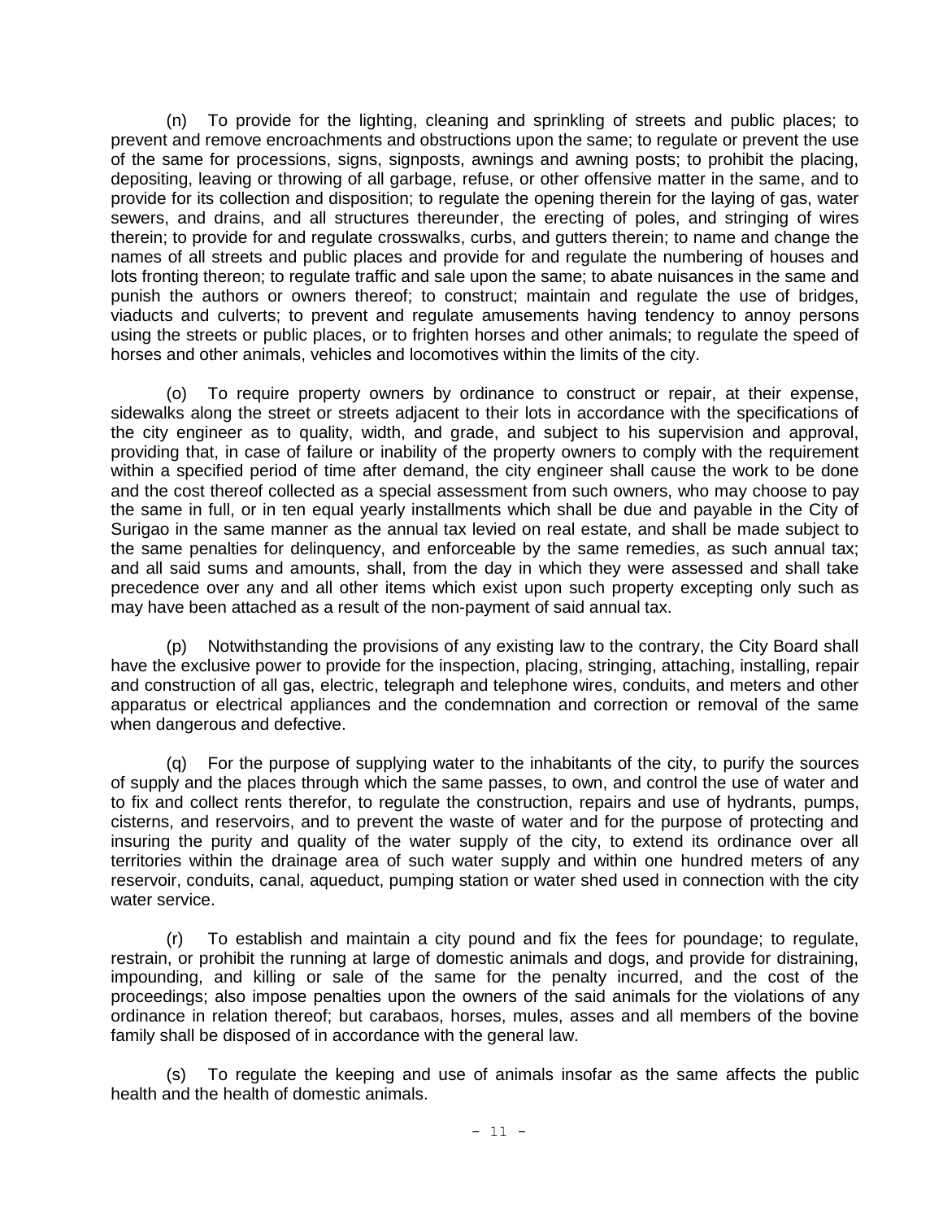(n) To provide for the lighting, cleaning and sprinkling of streets and public places; to prevent and remove encroachments and obstructions upon the same; to regulate or prevent the use of the same for processions, signs, signposts, awnings and awning posts; to prohibit the placing, depositing, leaving or throwing of all garbage, refuse, or other offensive matter in the same, and to provide for its collection and disposition; to regulate the opening therein for the laying of gas, water sewers, and drains, and all structures thereunder, the erecting of poles, and stringing of wires therein; to provide for and regulate crosswalks, curbs, and gutters therein; to name and change the names of all streets and public places and provide for and regulate the numbering of houses and lots fronting thereon; to regulate traffic and sale upon the same; to abate nuisances in the same and punish the authors or owners thereof; to construct; maintain and regulate the use of bridges, viaducts and culverts; to prevent and regulate amusements having tendency to annoy persons using the streets or public places, or to frighten horses and other animals; to regulate the speed of horses and other animals, vehicles and locomotives within the limits of the city.

(o) To require property owners by ordinance to construct or repair, at their expense, sidewalks along the street or streets adjacent to their lots in accordance with the specifications of the city engineer as to quality, width, and grade, and subject to his supervision and approval, providing that, in case of failure or inability of the property owners to comply with the requirement within a specified period of time after demand, the city engineer shall cause the work to be done and the cost thereof collected as a special assessment from such owners, who may choose to pay the same in full, or in ten equal yearly installments which shall be due and payable in the City of Surigao in the same manner as the annual tax levied on real estate, and shall be made subject to the same penalties for delinquency, and enforceable by the same remedies, as such annual tax; and all said sums and amounts, shall, from the day in which they were assessed and shall take precedence over any and all other items which exist upon such property excepting only such as may have been attached as a result of the non-payment of said annual tax.

(p) Notwithstanding the provisions of any existing law to the contrary, the City Board shall have the exclusive power to provide for the inspection, placing, stringing, attaching, installing, repair and construction of all gas, electric, telegraph and telephone wires, conduits, and meters and other apparatus or electrical appliances and the condemnation and correction or removal of the same when dangerous and defective.

(q) For the purpose of supplying water to the inhabitants of the city, to purify the sources of supply and the places through which the same passes, to own, and control the use of water and to fix and collect rents therefor, to regulate the construction, repairs and use of hydrants, pumps, cisterns, and reservoirs, and to prevent the waste of water and for the purpose of protecting and insuring the purity and quality of the water supply of the city, to extend its ordinance over all territories within the drainage area of such water supply and within one hundred meters of any reservoir, conduits, canal, aqueduct, pumping station or water shed used in connection with the city water service.

(r) To establish and maintain a city pound and fix the fees for poundage; to regulate, restrain, or prohibit the running at large of domestic animals and dogs, and provide for distraining, impounding, and killing or sale of the same for the penalty incurred, and the cost of the proceedings; also impose penalties upon the owners of the said animals for the violations of any ordinance in relation thereof; but carabaos, horses, mules, asses and all members of the bovine family shall be disposed of in accordance with the general law.

(s) To regulate the keeping and use of animals insofar as the same affects the public health and the health of domestic animals.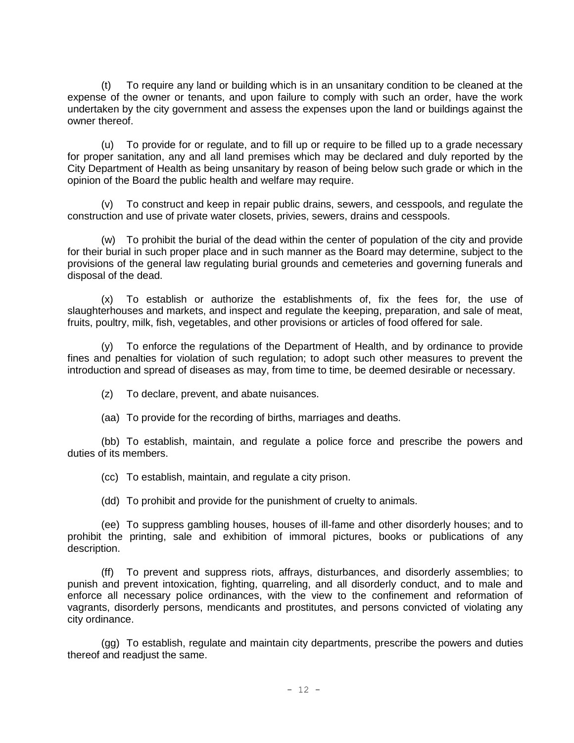(t) To require any land or building which is in an unsanitary condition to be cleaned at the expense of the owner or tenants, and upon failure to comply with such an order, have the work undertaken by the city government and assess the expenses upon the land or buildings against the owner thereof.

(u) To provide for or regulate, and to fill up or require to be filled up to a grade necessary for proper sanitation, any and all land premises which may be declared and duly reported by the City Department of Health as being unsanitary by reason of being below such grade or which in the opinion of the Board the public health and welfare may require.

(v) To construct and keep in repair public drains, sewers, and cesspools, and regulate the construction and use of private water closets, privies, sewers, drains and cesspools.

(w) To prohibit the burial of the dead within the center of population of the city and provide for their burial in such proper place and in such manner as the Board may determine, subject to the provisions of the general law regulating burial grounds and cemeteries and governing funerals and disposal of the dead.

(x) To establish or authorize the establishments of, fix the fees for, the use of slaughterhouses and markets, and inspect and regulate the keeping, preparation, and sale of meat, fruits, poultry, milk, fish, vegetables, and other provisions or articles of food offered for sale.

(y) To enforce the regulations of the Department of Health, and by ordinance to provide fines and penalties for violation of such regulation; to adopt such other measures to prevent the introduction and spread of diseases as may, from time to time, be deemed desirable or necessary.

(z) To declare, prevent, and abate nuisances.

(aa) To provide for the recording of births, marriages and deaths.

(bb) To establish, maintain, and regulate a police force and prescribe the powers and duties of its members.

(cc) To establish, maintain, and regulate a city prison.

(dd) To prohibit and provide for the punishment of cruelty to animals.

(ee) To suppress gambling houses, houses of ill-fame and other disorderly houses; and to prohibit the printing, sale and exhibition of immoral pictures, books or publications of any description.

(ff) To prevent and suppress riots, affrays, disturbances, and disorderly assemblies; to punish and prevent intoxication, fighting, quarreling, and all disorderly conduct, and to male and enforce all necessary police ordinances, with the view to the confinement and reformation of vagrants, disorderly persons, mendicants and prostitutes, and persons convicted of violating any city ordinance.

(gg) To establish, regulate and maintain city departments, prescribe the powers and duties thereof and readjust the same.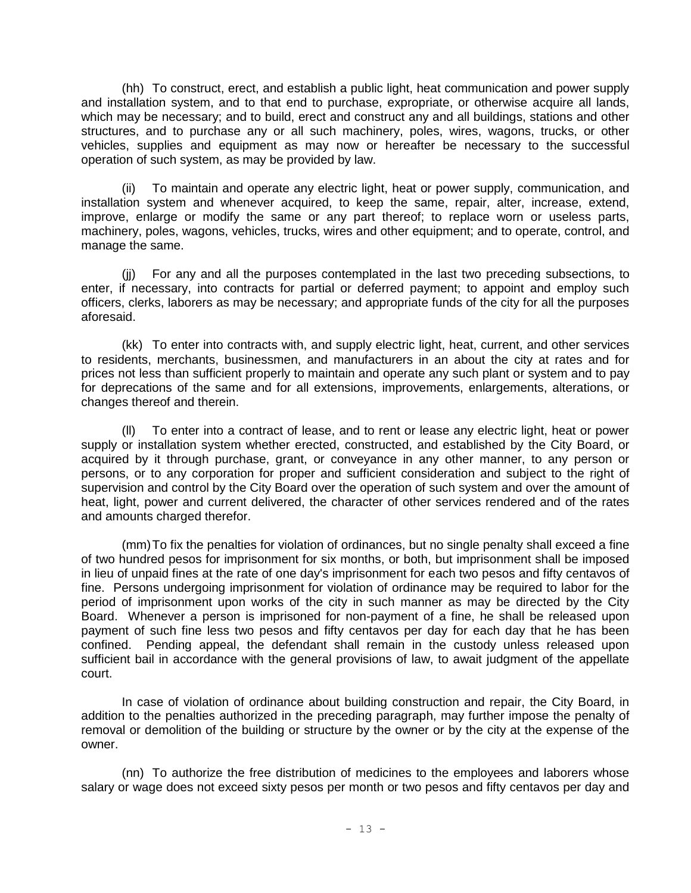(hh) To construct, erect, and establish a public light, heat communication and power supply and installation system, and to that end to purchase, expropriate, or otherwise acquire all lands, which may be necessary; and to build, erect and construct any and all buildings, stations and other structures, and to purchase any or all such machinery, poles, wires, wagons, trucks, or other vehicles, supplies and equipment as may now or hereafter be necessary to the successful operation of such system, as may be provided by law.

(ii) To maintain and operate any electric light, heat or power supply, communication, and installation system and whenever acquired, to keep the same, repair, alter, increase, extend, improve, enlarge or modify the same or any part thereof; to replace worn or useless parts, machinery, poles, wagons, vehicles, trucks, wires and other equipment; and to operate, control, and manage the same.

(jj) For any and all the purposes contemplated in the last two preceding subsections, to enter, if necessary, into contracts for partial or deferred payment; to appoint and employ such officers, clerks, laborers as may be necessary; and appropriate funds of the city for all the purposes aforesaid.

(kk) To enter into contracts with, and supply electric light, heat, current, and other services to residents, merchants, businessmen, and manufacturers in an about the city at rates and for prices not less than sufficient properly to maintain and operate any such plant or system and to pay for deprecations of the same and for all extensions, improvements, enlargements, alterations, or changes thereof and therein.

(ll) To enter into a contract of lease, and to rent or lease any electric light, heat or power supply or installation system whether erected, constructed, and established by the City Board, or acquired by it through purchase, grant, or conveyance in any other manner, to any person or persons, or to any corporation for proper and sufficient consideration and subject to the right of supervision and control by the City Board over the operation of such system and over the amount of heat, light, power and current delivered, the character of other services rendered and of the rates and amounts charged therefor.

(mm) To fix the penalties for violation of ordinances, but no single penalty shall exceed a fine of two hundred pesos for imprisonment for six months, or both, but imprisonment shall be imposed in lieu of unpaid fines at the rate of one day's imprisonment for each two pesos and fifty centavos of fine. Persons undergoing imprisonment for violation of ordinance may be required to labor for the period of imprisonment upon works of the city in such manner as may be directed by the City Board. Whenever a person is imprisoned for non-payment of a fine, he shall be released upon payment of such fine less two pesos and fifty centavos per day for each day that he has been confined. Pending appeal, the defendant shall remain in the custody unless released upon sufficient bail in accordance with the general provisions of law, to await judgment of the appellate court.

In case of violation of ordinance about building construction and repair, the City Board, in addition to the penalties authorized in the preceding paragraph, may further impose the penalty of removal or demolition of the building or structure by the owner or by the city at the expense of the owner.

(nn) To authorize the free distribution of medicines to the employees and laborers whose salary or wage does not exceed sixty pesos per month or two pesos and fifty centavos per day and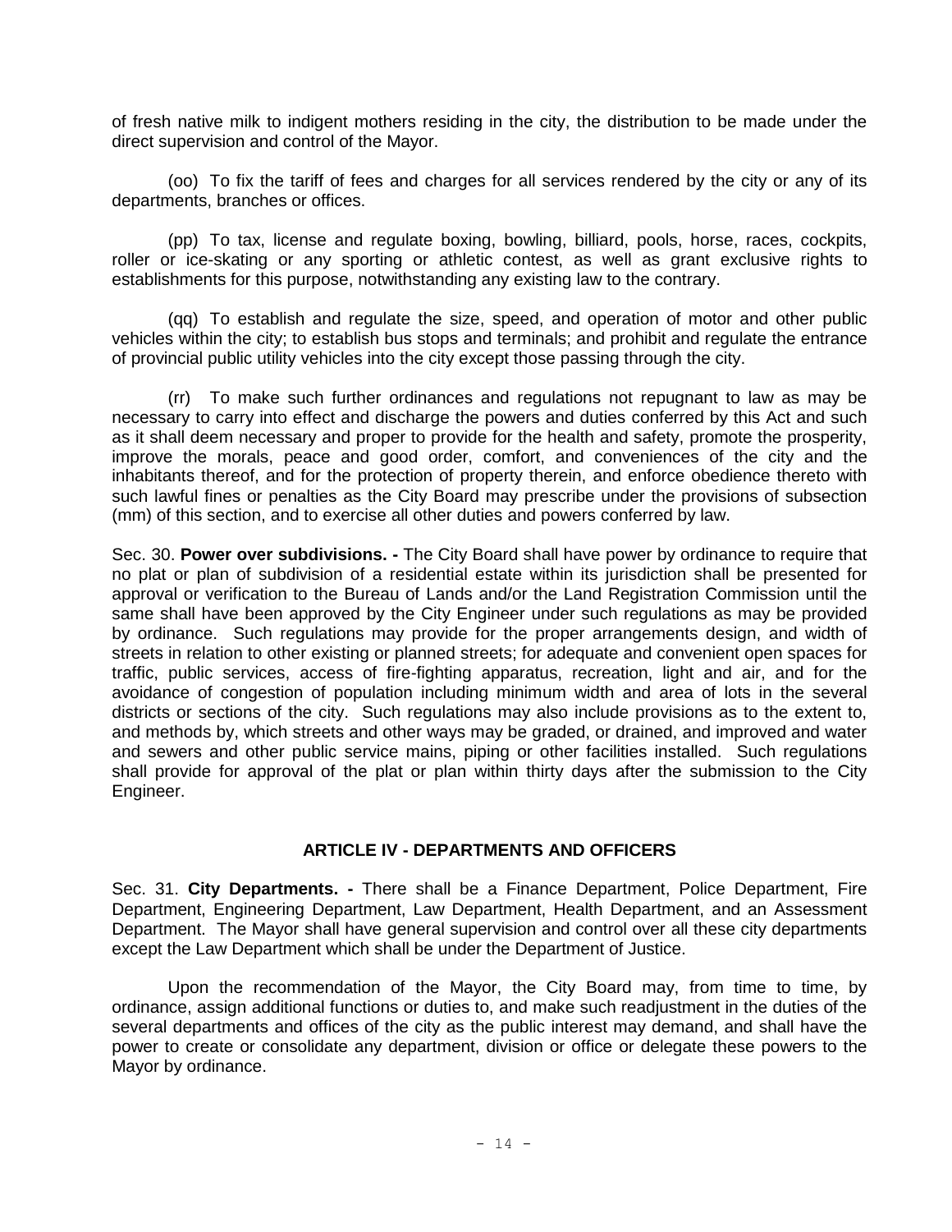of fresh native milk to indigent mothers residing in the city, the distribution to be made under the direct supervision and control of the Mayor.

(oo) To fix the tariff of fees and charges for all services rendered by the city or any of its departments, branches or offices.

(pp) To tax, license and regulate boxing, bowling, billiard, pools, horse, races, cockpits, roller or ice-skating or any sporting or athletic contest, as well as grant exclusive rights to establishments for this purpose, notwithstanding any existing law to the contrary.

(qq) To establish and regulate the size, speed, and operation of motor and other public vehicles within the city; to establish bus stops and terminals; and prohibit and regulate the entrance of provincial public utility vehicles into the city except those passing through the city.

(rr) To make such further ordinances and regulations not repugnant to law as may be necessary to carry into effect and discharge the powers and duties conferred by this Act and such as it shall deem necessary and proper to provide for the health and safety, promote the prosperity, improve the morals, peace and good order, comfort, and conveniences of the city and the inhabitants thereof, and for the protection of property therein, and enforce obedience thereto with such lawful fines or penalties as the City Board may prescribe under the provisions of subsection (mm) of this section, and to exercise all other duties and powers conferred by law.

Sec. 30. **Power over subdivisions. -** The City Board shall have power by ordinance to require that no plat or plan of subdivision of a residential estate within its jurisdiction shall be presented for approval or verification to the Bureau of Lands and/or the Land Registration Commission until the same shall have been approved by the City Engineer under such regulations as may be provided by ordinance. Such regulations may provide for the proper arrangements design, and width of streets in relation to other existing or planned streets; for adequate and convenient open spaces for traffic, public services, access of fire-fighting apparatus, recreation, light and air, and for the avoidance of congestion of population including minimum width and area of lots in the several districts or sections of the city. Such regulations may also include provisions as to the extent to, and methods by, which streets and other ways may be graded, or drained, and improved and water and sewers and other public service mains, piping or other facilities installed. Such regulations shall provide for approval of the plat or plan within thirty days after the submission to the City Engineer.

## ARTICLE IV - DEPARTMENTS AND OFFICERS

Sec. 31. **City Departments. -** There shall be a Finance Department, Police Department, Fire Department, Engineering Department, Law Department, Health Department, and an Assessment Department. The Mayor shall have general supervision and control over all these city departments except the Law Department which shall be under the Department of Justice.

Upon the recommendation of the Mayor, the City Board may, from time to time, by ordinance, assign additional functions or duties to, and make such readjustment in the duties of the several departments and offices of the city as the public interest may demand, and shall have the power to create or consolidate any department, division or office or delegate these powers to the Mayor by ordinance.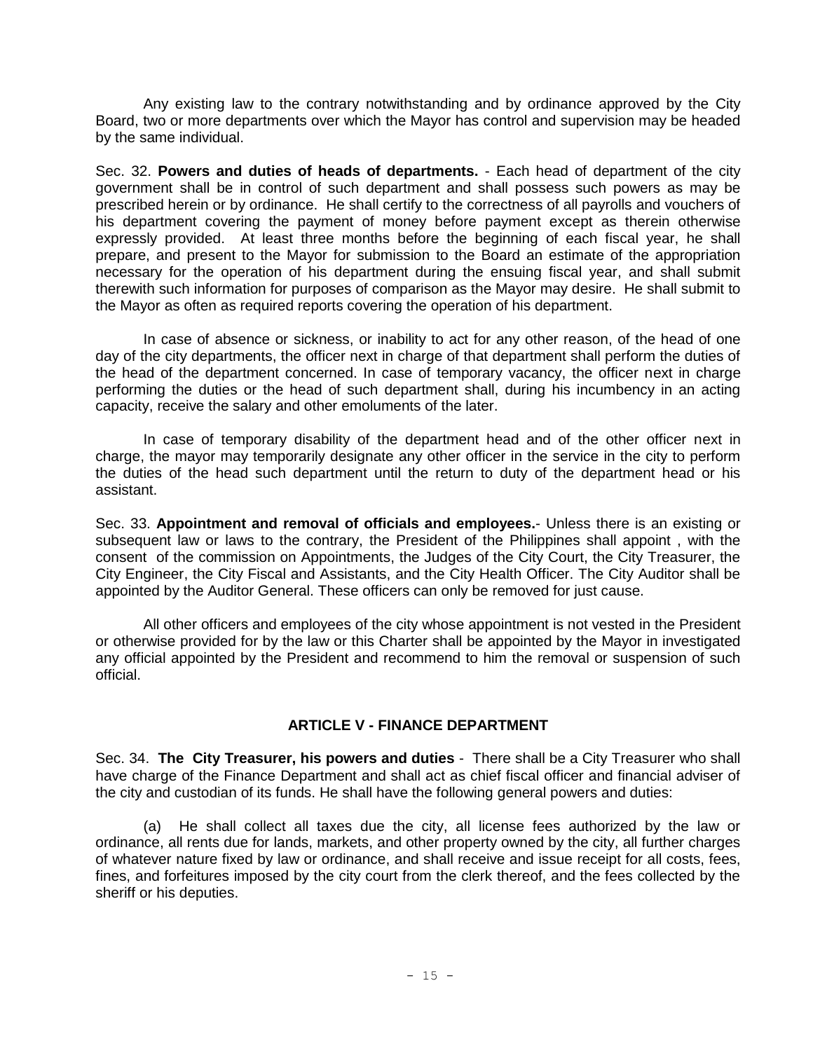Any existing law to the contrary notwithstanding and by ordinance approved by the City Board, two or more departments over which the Mayor has control and supervision may be headed by the same individual.

Sec. 32. **Powers and duties of heads of departments.** - Each head of department of the city government shall be in control of such department and shall possess such powers as may be prescribed herein or by ordinance. He shall certify to the correctness of all payrolls and vouchers of his department covering the payment of money before payment except as therein otherwise expressly provided. At least three months before the beginning of each fiscal year, he shall prepare, and present to the Mayor for submission to the Board an estimate of the appropriation necessary for the operation of his department during the ensuing fiscal year, and shall submit therewith such information for purposes of comparison as the Mayor may desire. He shall submit to the Mayor as often as required reports covering the operation of his department.

In case of absence or sickness, or inability to act for any other reason, of the head of one day of the city departments, the officer next in charge of that department shall perform the duties of the head of the department concerned. In case of temporary vacancy, the officer next in charge performing the duties or the head of such department shall, during his incumbency in an acting capacity, receive the salary and other emoluments of the later.

In case of temporary disability of the department head and of the other officer next in charge, the mayor may temporarily designate any other officer in the service in the city to perform the duties of the head such department until the return to duty of the department head or his assistant.

Sec. 33. **Appointment and removal of officials and employees.**- Unless there is an existing or subsequent law or laws to the contrary, the President of the Philippines shall appoint , with the consent of the commission on Appointments, the Judges of the City Court, the City Treasurer, the City Engineer, the City Fiscal and Assistants, and the City Health Officer. The City Auditor shall be appointed by the Auditor General. These officers can only be removed for just cause.

All other officers and employees of the city whose appointment is not vested in the President or otherwise provided for by the law or this Charter shall be appointed by the Mayor in investigated any official appointed by the President and recommend to him the removal or suspension of such official.

## ARTICLE V - FINANCE DEPARTMENT

Sec. 34. **The City Treasurer, his powers and duties** - There shall be a City Treasurer who shall have charge of the Finance Department and shall act as chief fiscal officer and financial adviser of the city and custodian of its funds. He shall have the following general powers and duties:

(a) He shall collect all taxes due the city, all license fees authorized by the law or ordinance, all rents due for lands, markets, and other property owned by the city, all further charges of whatever nature fixed by law or ordinance, and shall receive and issue receipt for all costs, fees, fines, and forfeitures imposed by the city court from the clerk thereof, and the fees collected by the sheriff or his deputies.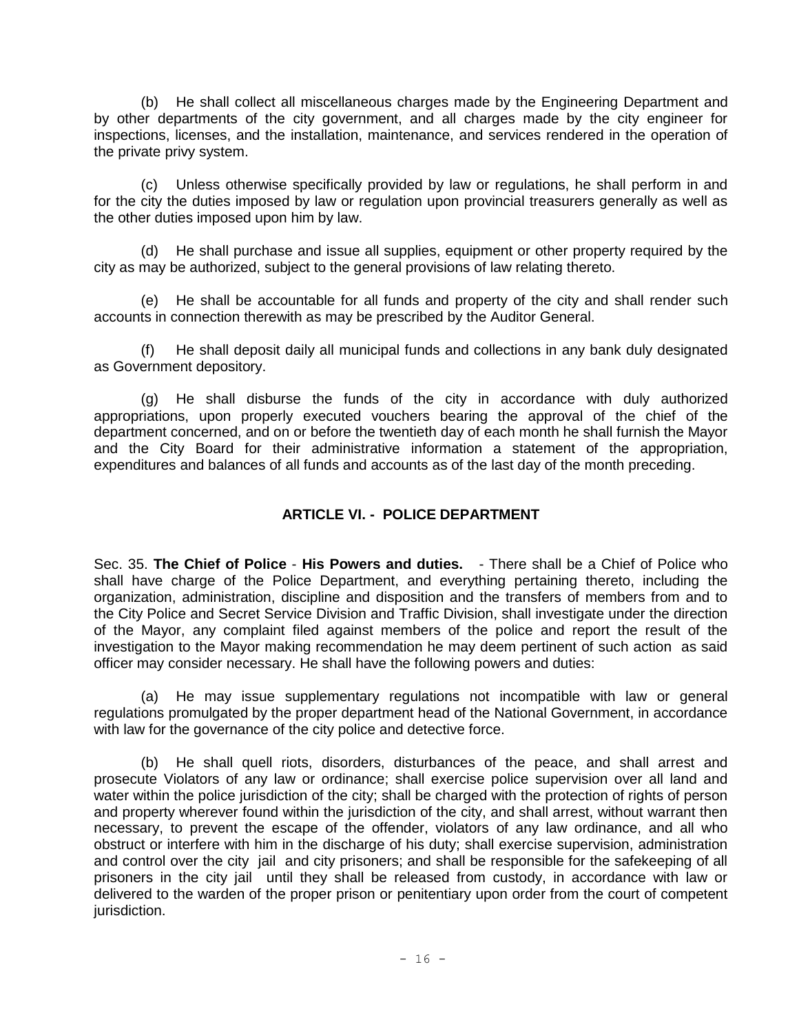(b) He shall collect all miscellaneous charges made by the Engineering Department and by other departments of the city government, and all charges made by the city engineer for inspections, licenses, and the installation, maintenance, and services rendered in the operation of the private privy system.

(c) Unless otherwise specifically provided by law or regulations, he shall perform in and for the city the duties imposed by law or regulation upon provincial treasurers generally as well as the other duties imposed upon him by law.

(d) He shall purchase and issue all supplies, equipment or other property required by the city as may be authorized, subject to the general provisions of law relating thereto.

(e) He shall be accountable for all funds and property of the city and shall render such accounts in connection therewith as may be prescribed by the Auditor General.

(f) He shall deposit daily all municipal funds and collections in any bank duly designated as Government depository.

(g) He shall disburse the funds of the city in accordance with duly authorized appropriations, upon properly executed vouchers bearing the approval of the chief of the department concerned, and on or before the twentieth day of each month he shall furnish the Mayor and the City Board for their administrative information a statement of the appropriation, expenditures and balances of all funds and accounts as of the last day of the month preceding.

## ARTICLE VI. - POLICE DEPARTMENT

Sec. 35. **The Chief of Police** - **His Powers and duties.** - There shall be a Chief of Police who shall have charge of the Police Department, and everything pertaining thereto, including the organization, administration, discipline and disposition and the transfers of members from and to the City Police and Secret Service Division and Traffic Division, shall investigate under the direction of the Mayor, any complaint filed against members of the police and report the result of the investigation to the Mayor making recommendation he may deem pertinent of such action as said officer may consider necessary. He shall have the following powers and duties:

(a) He may issue supplementary regulations not incompatible with law or general regulations promulgated by the proper department head of the National Government, in accordance with law for the governance of the city police and detective force.

(b) He shall quell riots, disorders, disturbances of the peace, and shall arrest and prosecute Violators of any law or ordinance; shall exercise police supervision over all land and water within the police jurisdiction of the city; shall be charged with the protection of rights of person and property wherever found within the jurisdiction of the city, and shall arrest, without warrant then necessary, to prevent the escape of the offender, violators of any law ordinance, and all who obstruct or interfere with him in the discharge of his duty; shall exercise supervision, administration and control over the city jail and city prisoners; and shall be responsible for the safekeeping of all prisoners in the city jail until they shall be released from custody, in accordance with law or delivered to the warden of the proper prison or penitentiary upon order from the court of competent jurisdiction.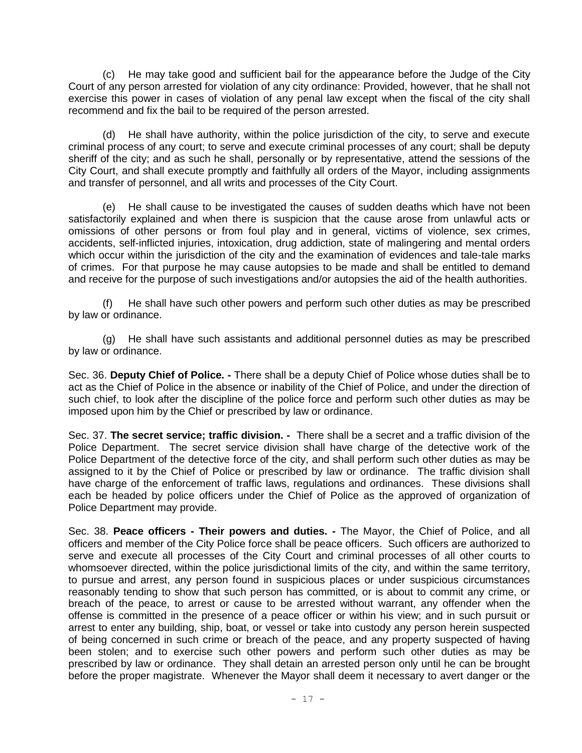(c) He may take good and sufficient bail for the appearance before the Judge of the City Court of any person arrested for violation of any city ordinance: Provided, however, that he shall not exercise this power in cases of violation of any penal law except when the fiscal of the city shall recommend and fix the bail to be required of the person arrested.

(d) He shall have authority, within the police jurisdiction of the city, to serve and execute criminal process of any court; to serve and execute criminal processes of any court; shall be deputy sheriff of the city; and as such he shall, personally or by representative, attend the sessions of the City Court, and shall execute promptly and faithfully all orders of the Mayor, including assignments and transfer of personnel, and all writs and processes of the City Court.

(e) He shall cause to be investigated the causes of sudden deaths which have not been satisfactorily explained and when there is suspicion that the cause arose from unlawful acts or omissions of other persons or from foul play and in general, victims of violence, sex crimes, accidents, self-inflicted injuries, intoxication, drug addiction, state of malingering and mental orders which occur within the jurisdiction of the city and the examination of evidences and tale-tale marks of crimes. For that purpose he may cause autopsies to be made and shall be entitled to demand and receive for the purpose of such investigations and/or autopsies the aid of the health authorities.

(f) He shall have such other powers and perform such other duties as may be prescribed by law or ordinance.

(g) He shall have such assistants and additional personnel duties as may be prescribed by law or ordinance.

Sec. 36. **Deputy Chief of Police. -** There shall be a deputy Chief of Police whose duties shall be to act as the Chief of Police in the absence or inability of the Chief of Police, and under the direction of such chief, to look after the discipline of the police force and perform such other duties as may be imposed upon him by the Chief or prescribed by law or ordinance.

Sec. 37. **The secret service; traffic division. -** There shall be a secret and a traffic division of the Police Department. The secret service division shall have charge of the detective work of the Police Department of the detective force of the city, and shall perform such other duties as may be assigned to it by the Chief of Police or prescribed by law or ordinance. The traffic division shall have charge of the enforcement of traffic laws, regulations and ordinances. These divisions shall each be headed by police officers under the Chief of Police as the approved of organization of Police Department may provide.

Sec. 38. **Peace officers - Their powers and duties. -** The Mayor, the Chief of Police, and all officers and member of the City Police force shall be peace officers. Such officers are authorized to serve and execute all processes of the City Court and criminal processes of all other courts to whomsoever directed, within the police jurisdictional limits of the city, and within the same territory, to pursue and arrest, any person found in suspicious places or under suspicious circumstances reasonably tending to show that such person has committed, or is about to commit any crime, or breach of the peace, to arrest or cause to be arrested without warrant, any offender when the offense is committed in the presence of a peace officer or within his view; and in such pursuit or arrest to enter any building, ship, boat, or vessel or take into custody any person herein suspected of being concerned in such crime or breach of the peace, and any property suspected of having been stolen; and to exercise such other powers and perform such other duties as may be prescribed by law or ordinance. They shall detain an arrested person only until he can be brought before the proper magistrate. Whenever the Mayor shall deem it necessary to avert danger or the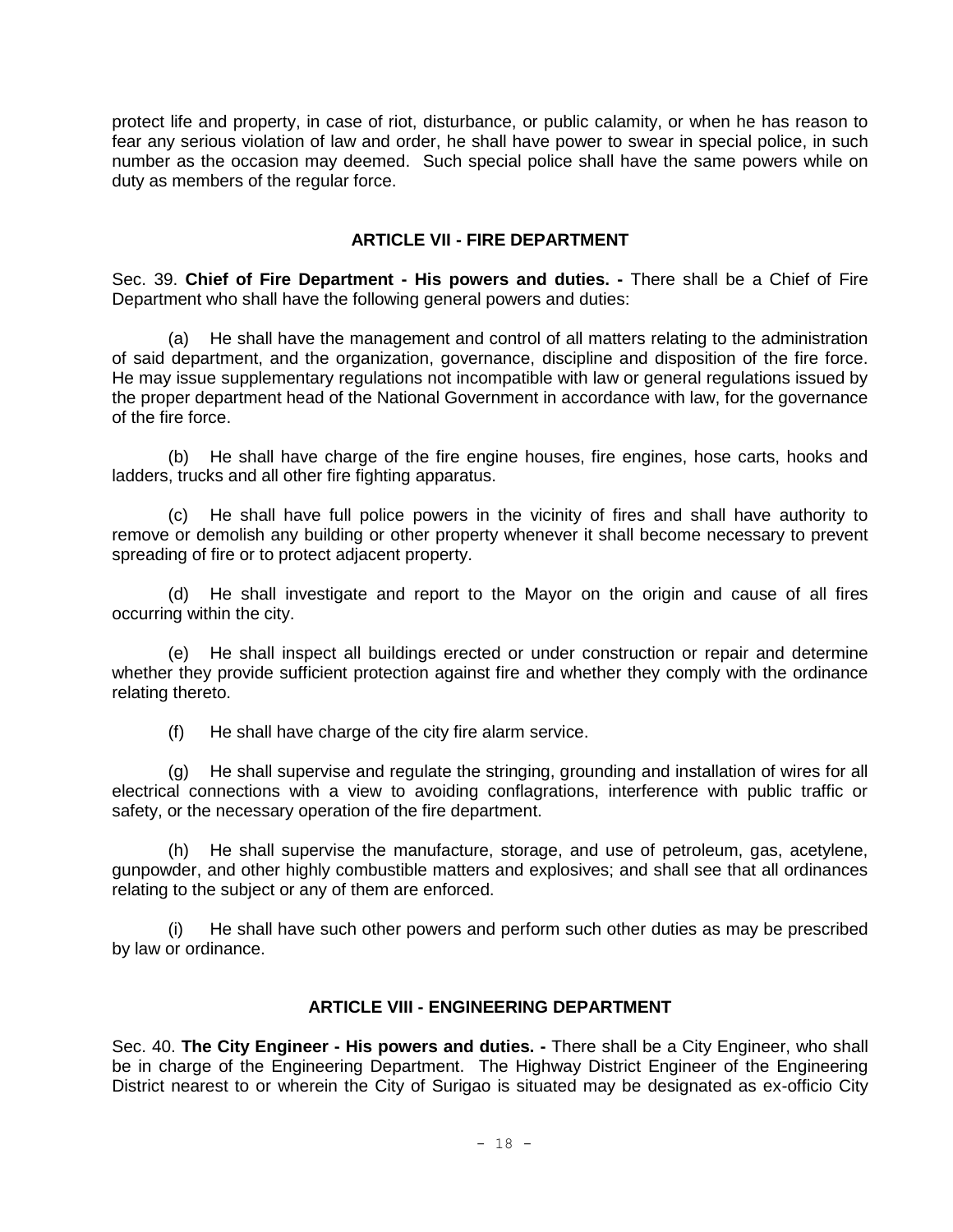protect life and property, in case of riot, disturbance, or public calamity, or when he has reason to fear any serious violation of law and order, he shall have power to swear in special police, in such number as the occasion may deemed. Such special police shall have the same powers while on duty as members of the regular force.

## ARTICLE VII - FIRE DEPARTMENT

Sec. 39. **Chief of Fire Department - His powers and duties. -** There shall be a Chief of Fire Department who shall have the following general powers and duties:

(a) He shall have the management and control of all matters relating to the administration of said department, and the organization, governance, discipline and disposition of the fire force. He may issue supplementary regulations not incompatible with law or general regulations issued by the proper department head of the National Government in accordance with law, for the governance of the fire force.

(b) He shall have charge of the fire engine houses, fire engines, hose carts, hooks and ladders, trucks and all other fire fighting apparatus.

(c) He shall have full police powers in the vicinity of fires and shall have authority to remove or demolish any building or other property whenever it shall become necessary to prevent spreading of fire or to protect adjacent property.

(d) He shall investigate and report to the Mayor on the origin and cause of all fires occurring within the city.

(e) He shall inspect all buildings erected or under construction or repair and determine whether they provide sufficient protection against fire and whether they comply with the ordinance relating thereto.

(f) He shall have charge of the city fire alarm service.

(g) He shall supervise and regulate the stringing, grounding and installation of wires for all electrical connections with a view to avoiding conflagrations, interference with public traffic or safety, or the necessary operation of the fire department.

(h) He shall supervise the manufacture, storage, and use of petroleum, gas, acetylene, gunpowder, and other highly combustible matters and explosives; and shall see that all ordinances relating to the subject or any of them are enforced.

(i) He shall have such other powers and perform such other duties as may be prescribed by law or ordinance.

## ARTICLE VIII - ENGINEERING DEPARTMENT

Sec. 40. **The City Engineer - His powers and duties. -** There shall be a City Engineer, who shall be in charge of the Engineering Department. The Highway District Engineer of the Engineering District nearest to or wherein the City of Surigao is situated may be designated as ex-officio City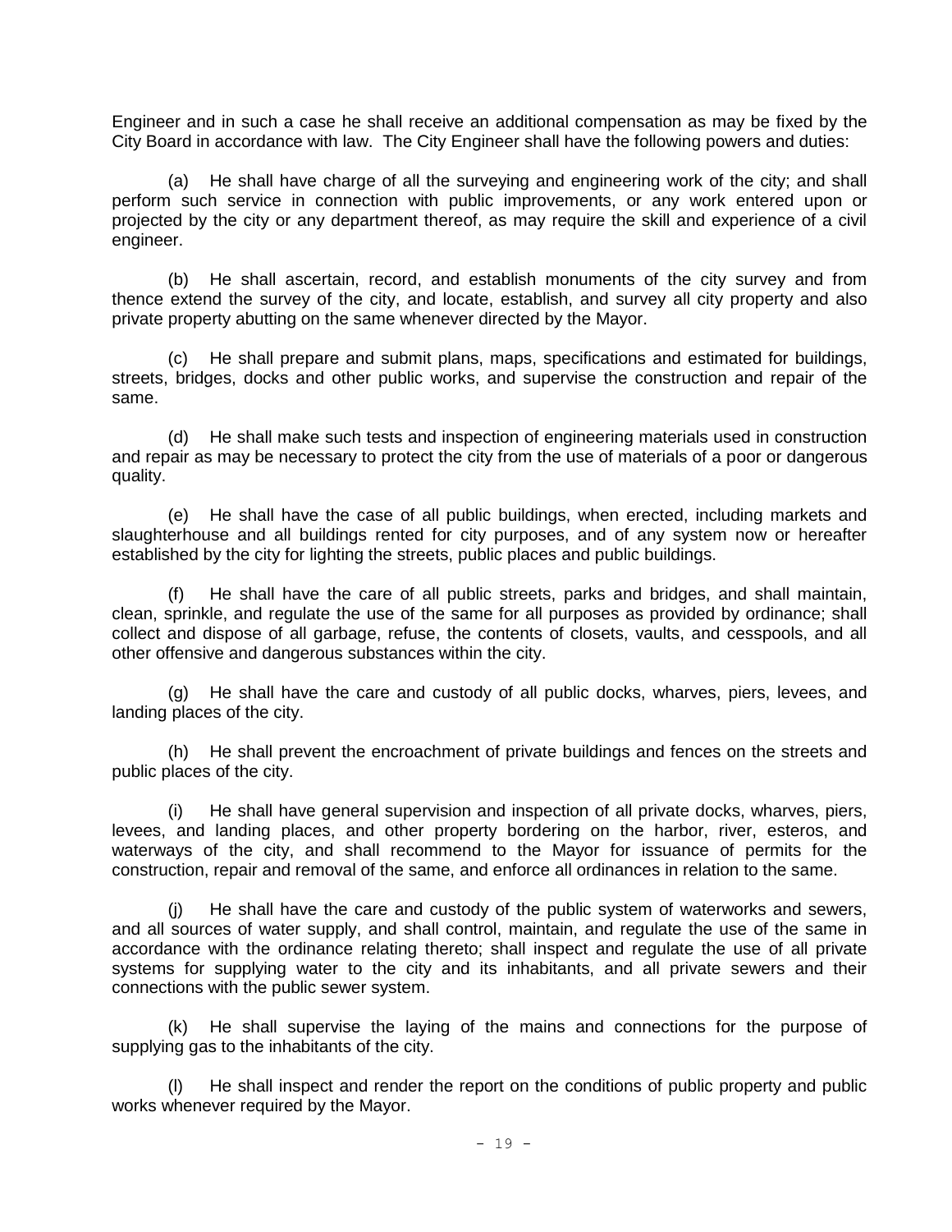Engineer and in such a case he shall receive an additional compensation as may be fixed by the City Board in accordance with law. The City Engineer shall have the following powers and duties:

(a) He shall have charge of all the surveying and engineering work of the city; and shall perform such service in connection with public improvements, or any work entered upon or projected by the city or any department thereof, as may require the skill and experience of a civil engineer.

(b) He shall ascertain, record, and establish monuments of the city survey and from thence extend the survey of the city, and locate, establish, and survey all city property and also private property abutting on the same whenever directed by the Mayor.

(c) He shall prepare and submit plans, maps, specifications and estimated for buildings, streets, bridges, docks and other public works, and supervise the construction and repair of the same.

(d) He shall make such tests and inspection of engineering materials used in construction and repair as may be necessary to protect the city from the use of materials of a poor or dangerous quality.

(e) He shall have the case of all public buildings, when erected, including markets and slaughterhouse and all buildings rented for city purposes, and of any system now or hereafter established by the city for lighting the streets, public places and public buildings.

(f) He shall have the care of all public streets, parks and bridges, and shall maintain, clean, sprinkle, and regulate the use of the same for all purposes as provided by ordinance; shall collect and dispose of all garbage, refuse, the contents of closets, vaults, and cesspools, and all other offensive and dangerous substances within the city.

(g) He shall have the care and custody of all public docks, wharves, piers, levees, and landing places of the city.

(h) He shall prevent the encroachment of private buildings and fences on the streets and public places of the city.

(i) He shall have general supervision and inspection of all private docks, wharves, piers, levees, and landing places, and other property bordering on the harbor, river, esteros, and waterways of the city, and shall recommend to the Mayor for issuance of permits for the construction, repair and removal of the same, and enforce all ordinances in relation to the same.

(j) He shall have the care and custody of the public system of waterworks and sewers, and all sources of water supply, and shall control, maintain, and regulate the use of the same in accordance with the ordinance relating thereto; shall inspect and regulate the use of all private systems for supplying water to the city and its inhabitants, and all private sewers and their connections with the public sewer system.

(k) He shall supervise the laying of the mains and connections for the purpose of supplying gas to the inhabitants of the city.

(l) He shall inspect and render the report on the conditions of public property and public works whenever required by the Mayor.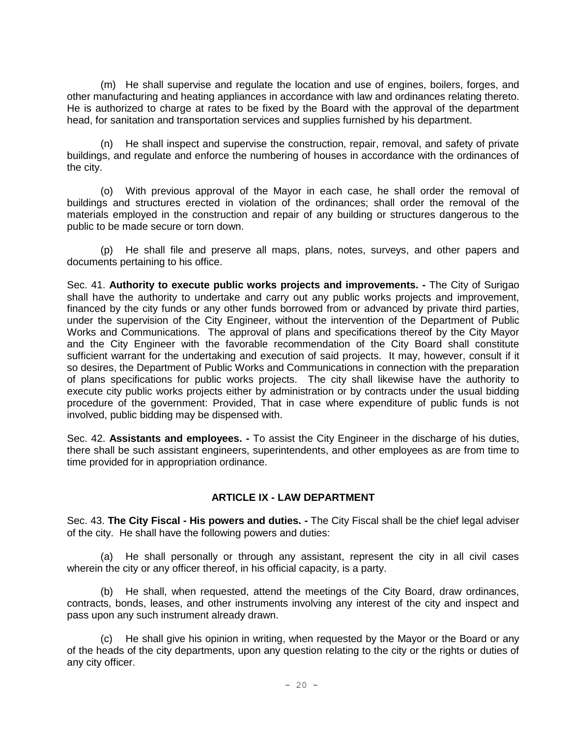(m) He shall supervise and regulate the location and use of engines, boilers, forges, and other manufacturing and heating appliances in accordance with law and ordinances relating thereto. He is authorized to charge at rates to be fixed by the Board with the approval of the department head, for sanitation and transportation services and supplies furnished by his department.

(n) He shall inspect and supervise the construction, repair, removal, and safety of private buildings, and regulate and enforce the numbering of houses in accordance with the ordinances of the city.

(o) With previous approval of the Mayor in each case, he shall order the removal of buildings and structures erected in violation of the ordinances; shall order the removal of the materials employed in the construction and repair of any building or structures dangerous to the public to be made secure or torn down.

(p) He shall file and preserve all maps, plans, notes, surveys, and other papers and documents pertaining to his office.

Sec. 41. **Authority to execute public works projects and improvements. -** The City of Surigao shall have the authority to undertake and carry out any public works projects and improvement, financed by the city funds or any other funds borrowed from or advanced by private third parties, under the supervision of the City Engineer, without the intervention of the Department of Public Works and Communications. The approval of plans and specifications thereof by the City Mayor and the City Engineer with the favorable recommendation of the City Board shall constitute sufficient warrant for the undertaking and execution of said projects. It may, however, consult if it so desires, the Department of Public Works and Communications in connection with the preparation of plans specifications for public works projects. The city shall likewise have the authority to execute city public works projects either by administration or by contracts under the usual bidding procedure of the government: Provided, That in case where expenditure of public funds is not involved, public bidding may be dispensed with.

Sec. 42. **Assistants and employees. -** To assist the City Engineer in the discharge of his duties, there shall be such assistant engineers, superintendents, and other employees as are from time to time provided for in appropriation ordinance.

## ARTICLE IX - LAW DEPARTMENT

Sec. 43. **The City Fiscal - His powers and duties. -** The City Fiscal shall be the chief legal adviser of the city. He shall have the following powers and duties:

(a) He shall personally or through any assistant, represent the city in all civil cases wherein the city or any officer thereof, in his official capacity, is a party.

(b) He shall, when requested, attend the meetings of the City Board, draw ordinances, contracts, bonds, leases, and other instruments involving any interest of the city and inspect and pass upon any such instrument already drawn.

(c) He shall give his opinion in writing, when requested by the Mayor or the Board or any of the heads of the city departments, upon any question relating to the city or the rights or duties of any city officer.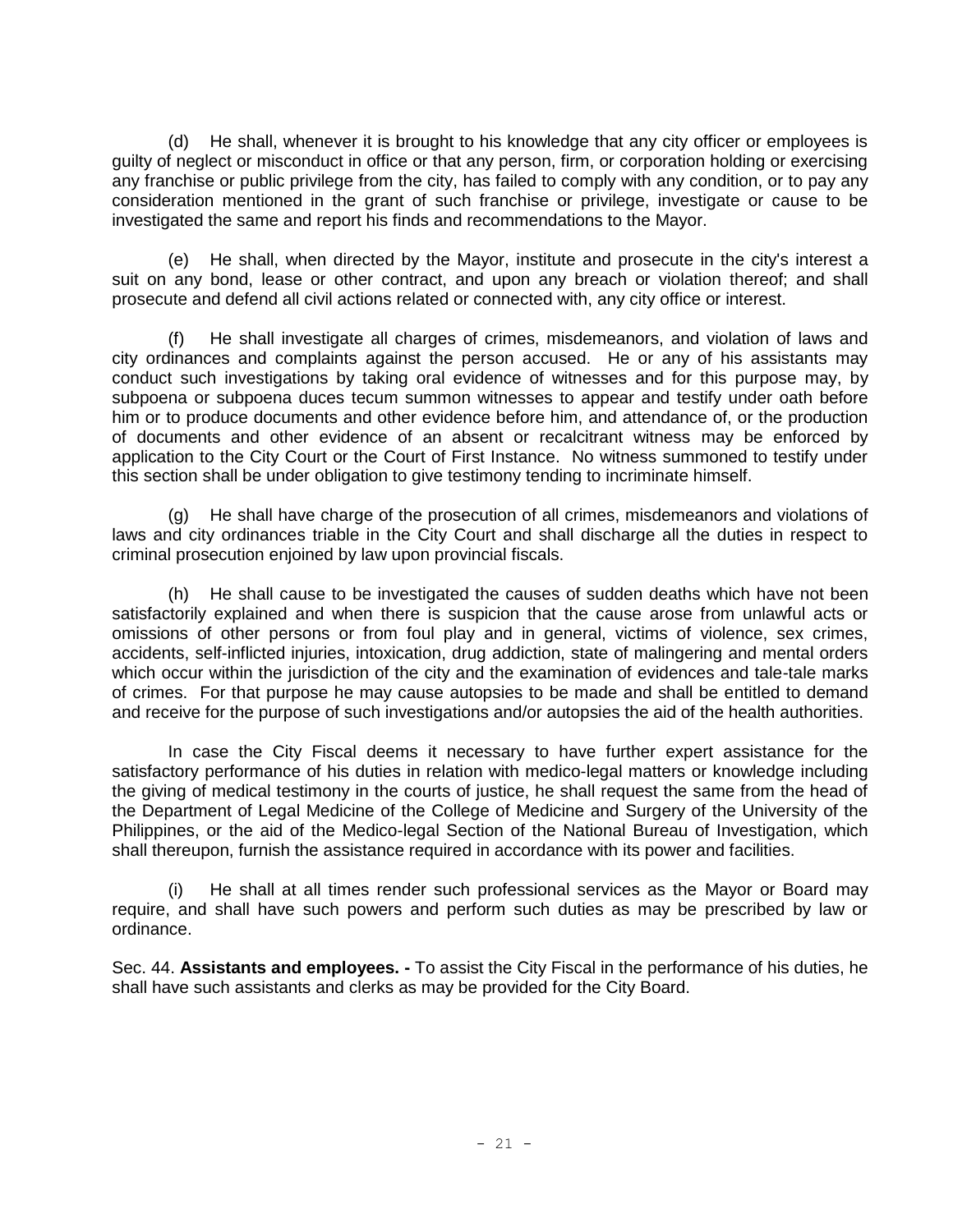(d) He shall, whenever it is brought to his knowledge that any city officer or employees is guilty of neglect or misconduct in office or that any person, firm, or corporation holding or exercising any franchise or public privilege from the city, has failed to comply with any condition, or to pay any consideration mentioned in the grant of such franchise or privilege, investigate or cause to be investigated the same and report his finds and recommendations to the Mayor.

(e) He shall, when directed by the Mayor, institute and prosecute in the city's interest a suit on any bond, lease or other contract, and upon any breach or violation thereof; and shall prosecute and defend all civil actions related or connected with, any city office or interest.

(f) He shall investigate all charges of crimes, misdemeanors, and violation of laws and city ordinances and complaints against the person accused. He or any of his assistants may conduct such investigations by taking oral evidence of witnesses and for this purpose may, by subpoena or subpoena duces tecum summon witnesses to appear and testify under oath before him or to produce documents and other evidence before him, and attendance of, or the production of documents and other evidence of an absent or recalcitrant witness may be enforced by application to the City Court or the Court of First Instance. No witness summoned to testify under this section shall be under obligation to give testimony tending to incriminate himself.

(g) He shall have charge of the prosecution of all crimes, misdemeanors and violations of laws and city ordinances triable in the City Court and shall discharge all the duties in respect to criminal prosecution enjoined by law upon provincial fiscals.

(h) He shall cause to be investigated the causes of sudden deaths which have not been satisfactorily explained and when there is suspicion that the cause arose from unlawful acts or omissions of other persons or from foul play and in general, victims of violence, sex crimes, accidents, self-inflicted injuries, intoxication, drug addiction, state of malingering and mental orders which occur within the jurisdiction of the city and the examination of evidences and tale-tale marks of crimes. For that purpose he may cause autopsies to be made and shall be entitled to demand and receive for the purpose of such investigations and/or autopsies the aid of the health authorities.

In case the City Fiscal deems it necessary to have further expert assistance for the satisfactory performance of his duties in relation with medico-legal matters or knowledge including the giving of medical testimony in the courts of justice, he shall request the same from the head of the Department of Legal Medicine of the College of Medicine and Surgery of the University of the Philippines, or the aid of the Medico-legal Section of the National Bureau of Investigation, which shall thereupon, furnish the assistance required in accordance with its power and facilities.

(i) He shall at all times render such professional services as the Mayor or Board may require, and shall have such powers and perform such duties as may be prescribed by law or ordinance.

Sec. 44. **Assistants and employees. -** To assist the City Fiscal in the performance of his duties, he shall have such assistants and clerks as may be provided for the City Board.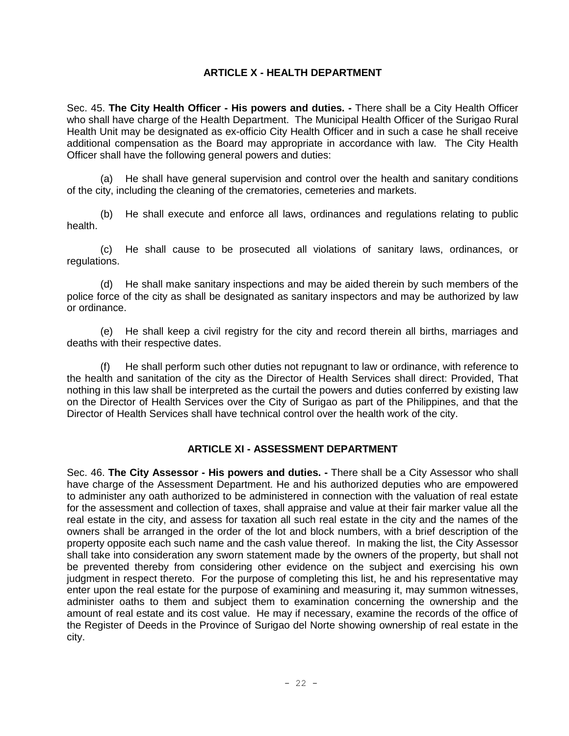## ARTICLE X - HEALTH DEPARTMENT

Sec. 45. **The City Health Officer - His powers and duties. -** There shall be a City Health Officer who shall have charge of the Health Department. The Municipal Health Officer of the Surigao Rural Health Unit may be designated as ex-officio City Health Officer and in such a case he shall receive additional compensation as the Board may appropriate in accordance with law. The City Health Officer shall have the following general powers and duties:

(a) He shall have general supervision and control over the health and sanitary conditions of the city, including the cleaning of the crematories, cemeteries and markets.

(b) He shall execute and enforce all laws, ordinances and regulations relating to public health.

(c) He shall cause to be prosecuted all violations of sanitary laws, ordinances, or regulations.

(d) He shall make sanitary inspections and may be aided therein by such members of the police force of the city as shall be designated as sanitary inspectors and may be authorized by law or ordinance.

(e) He shall keep a civil registry for the city and record therein all births, marriages and deaths with their respective dates.

(f) He shall perform such other duties not repugnant to law or ordinance, with reference to the health and sanitation of the city as the Director of Health Services shall direct: Provided, That nothing in this law shall be interpreted as the curtail the powers and duties conferred by existing law on the Director of Health Services over the City of Surigao as part of the Philippines, and that the Director of Health Services shall have technical control over the health work of the city.

## ARTICLE XI - ASSESSMENT DEPARTMENT

Sec. 46. **The City Assessor - His powers and duties. -** There shall be a City Assessor who shall have charge of the Assessment Department. He and his authorized deputies who are empowered to administer any oath authorized to be administered in connection with the valuation of real estate for the assessment and collection of taxes, shall appraise and value at their fair marker value all the real estate in the city, and assess for taxation all such real estate in the city and the names of the owners shall be arranged in the order of the lot and block numbers, with a brief description of the property opposite each such name and the cash value thereof. In making the list, the City Assessor shall take into consideration any sworn statement made by the owners of the property, but shall not be prevented thereby from considering other evidence on the subject and exercising his own judgment in respect thereto. For the purpose of completing this list, he and his representative may enter upon the real estate for the purpose of examining and measuring it, may summon witnesses, administer oaths to them and subject them to examination concerning the ownership and the amount of real estate and its cost value. He may if necessary, examine the records of the office of the Register of Deeds in the Province of Surigao del Norte showing ownership of real estate in the city.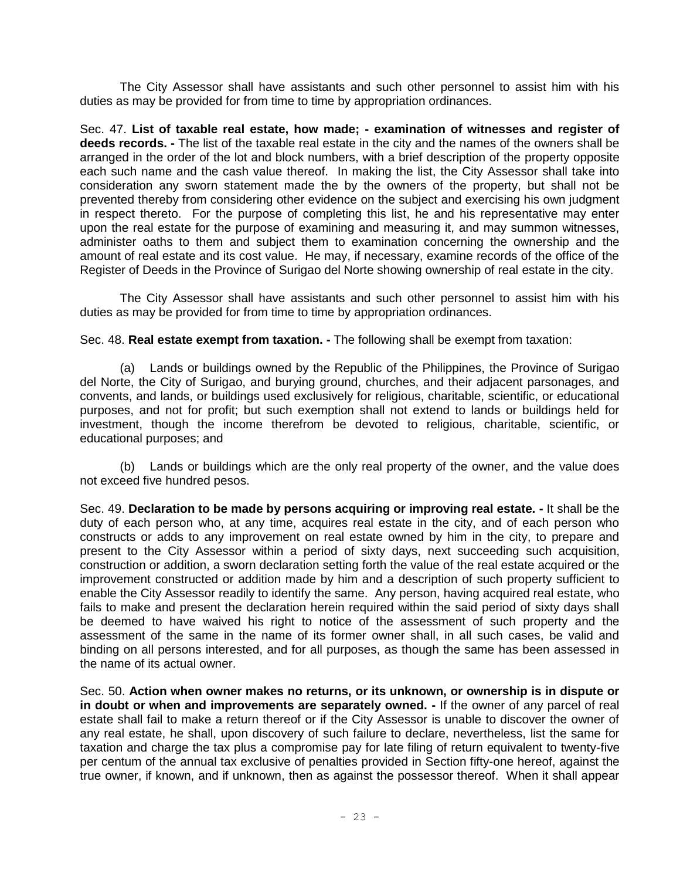The City Assessor shall have assistants and such other personnel to assist him with his duties as may be provided for from time to time by appropriation ordinances.

Sec. 47. **List of taxable real estate, how made; - examination of witnesses and register of deeds records. -** The list of the taxable real estate in the city and the names of the owners shall be arranged in the order of the lot and block numbers, with a brief description of the property opposite each such name and the cash value thereof. In making the list, the City Assessor shall take into consideration any sworn statement made the by the owners of the property, but shall not be prevented thereby from considering other evidence on the subject and exercising his own judgment in respect thereto. For the purpose of completing this list, he and his representative may enter upon the real estate for the purpose of examining and measuring it, and may summon witnesses, administer oaths to them and subject them to examination concerning the ownership and the amount of real estate and its cost value. He may, if necessary, examine records of the office of the Register of Deeds in the Province of Surigao del Norte showing ownership of real estate in the city.

The City Assessor shall have assistants and such other personnel to assist him with his duties as may be provided for from time to time by appropriation ordinances.

Sec. 48. **Real estate exempt from taxation. -** The following shall be exempt from taxation:

(a) Lands or buildings owned by the Republic of the Philippines, the Province of Surigao del Norte, the City of Surigao, and burying ground, churches, and their adjacent parsonages, and convents, and lands, or buildings used exclusively for religious, charitable, scientific, or educational purposes, and not for profit; but such exemption shall not extend to lands or buildings held for investment, though the income therefrom be devoted to religious, charitable, scientific, or educational purposes; and

(b) Lands or buildings which are the only real property of the owner, and the value does not exceed five hundred pesos.

Sec. 49. **Declaration to be made by persons acquiring or improving real estate. -** It shall be the duty of each person who, at any time, acquires real estate in the city, and of each person who constructs or adds to any improvement on real estate owned by him in the city, to prepare and present to the City Assessor within a period of sixty days, next succeeding such acquisition, construction or addition, a sworn declaration setting forth the value of the real estate acquired or the improvement constructed or addition made by him and a description of such property sufficient to enable the City Assessor readily to identify the same. Any person, having acquired real estate, who fails to make and present the declaration herein required within the said period of sixty days shall be deemed to have waived his right to notice of the assessment of such property and the assessment of the same in the name of its former owner shall, in all such cases, be valid and binding on all persons interested, and for all purposes, as though the same has been assessed in the name of its actual owner.

Sec. 50. **Action when owner makes no returns, or its unknown, or ownership is in dispute or in doubt or when and improvements are separately owned. -** If the owner of any parcel of real estate shall fail to make a return thereof or if the City Assessor is unable to discover the owner of any real estate, he shall, upon discovery of such failure to declare, nevertheless, list the same for taxation and charge the tax plus a compromise pay for late filing of return equivalent to twenty-five per centum of the annual tax exclusive of penalties provided in Section fifty-one hereof, against the true owner, if known, and if unknown, then as against the possessor thereof. When it shall appear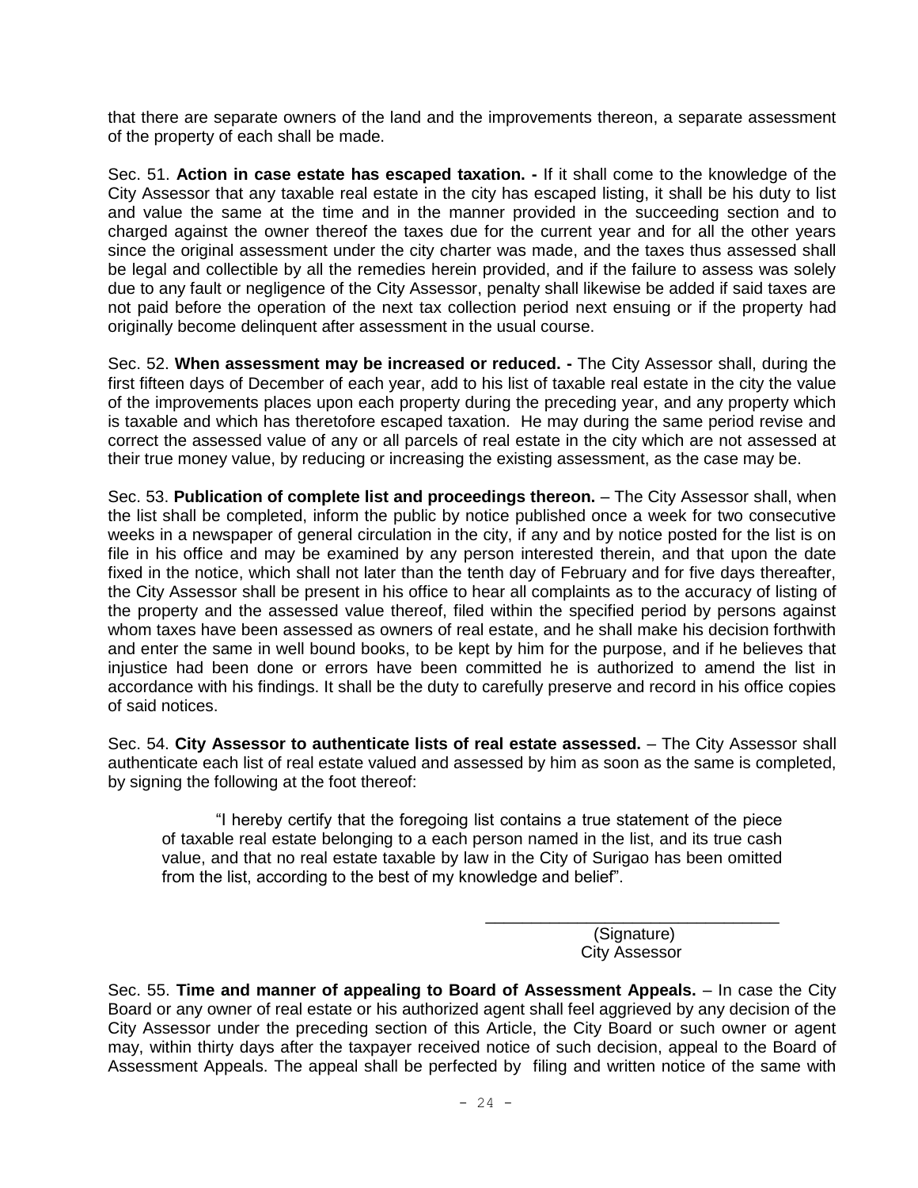that there are separate owners of the land and the improvements thereon, a separate assessment of the property of each shall be made.

Sec. 51. **Action in case estate has escaped taxation. -** If it shall come to the knowledge of the City Assessor that any taxable real estate in the city has escaped listing, it shall be his duty to list and value the same at the time and in the manner provided in the succeeding section and to charged against the owner thereof the taxes due for the current year and for all the other years since the original assessment under the city charter was made, and the taxes thus assessed shall be legal and collectible by all the remedies herein provided, and if the failure to assess was solely due to any fault or negligence of the City Assessor, penalty shall likewise be added if said taxes are not paid before the operation of the next tax collection period next ensuing or if the property had originally become delinquent after assessment in the usual course.

Sec. 52. **When assessment may be increased or reduced. -** The City Assessor shall, during the first fifteen days of December of each year, add to his list of taxable real estate in the city the value of the improvements places upon each property during the preceding year, and any property which is taxable and which has theretofore escaped taxation. He may during the same period revise and correct the assessed value of any or all parcels of real estate in the city which are not assessed at their true money value, by reducing or increasing the existing assessment, as the case may be.

Sec. 53. **Publication of complete list and proceedings thereon.** – The City Assessor shall, when the list shall be completed, inform the public by notice published once a week for two consecutive weeks in a newspaper of general circulation in the city, if any and by notice posted for the list is on file in his office and may be examined by any person interested therein, and that upon the date fixed in the notice, which shall not later than the tenth day of February and for five days thereafter, the City Assessor shall be present in his office to hear all complaints as to the accuracy of listing of the property and the assessed value thereof, filed within the specified period by persons against whom taxes have been assessed as owners of real estate, and he shall make his decision forthwith and enter the same in well bound books, to be kept by him for the purpose, and if he believes that injustice had been done or errors have been committed he is authorized to amend the list in accordance with his findings. It shall be the duty to carefully preserve and record in his office copies of said notices.

Sec. 54. **City Assessor to authenticate lists of real estate assessed.** – The City Assessor shall authenticate each list of real estate valued and assessed by him as soon as the same is completed, by signing the following at the foot thereof:

> "I hereby certify that the foregoing list contains a true statement of the piece of taxable real estate belonging to a each person named in the list, and its true cash value, and that no real estate taxable by law in the City of Surigao has been omitted from the list, according to the best of my knowledge and belief".

_________________________________
(Signature)
City Assessor

Sec. 55. **Time and manner of appealing to Board of Assessment Appeals.** – In case the City Board or any owner of real estate or his authorized agent shall feel aggrieved by any decision of the City Assessor under the preceding section of this Article, the City Board or such owner or agent may, within thirty days after the taxpayer received notice of such decision, appeal to the Board of Assessment Appeals. The appeal shall be perfected by filing and written notice of the same with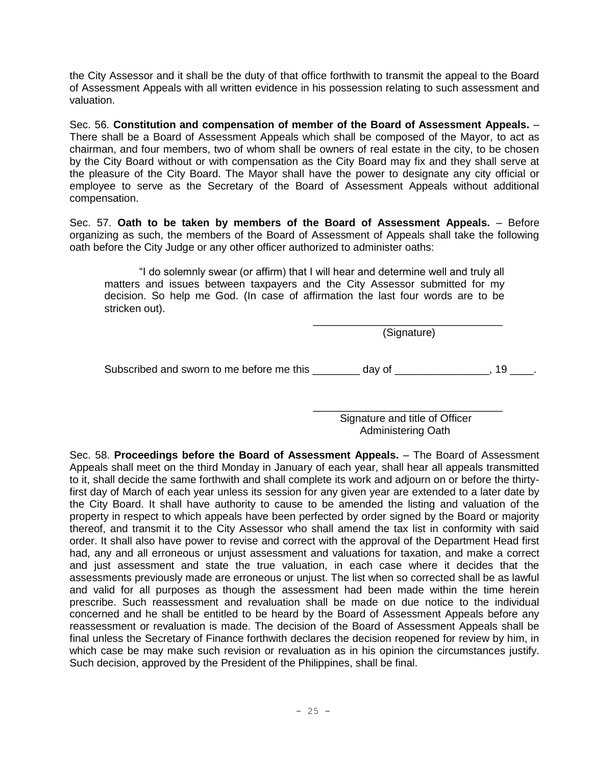the City Assessor and it shall be the duty of that office forthwith to transmit the appeal to the Board of Assessment Appeals with all written evidence in his possession relating to such assessment and valuation.

Sec. 56. **Constitution and compensation of member of the Board of Assessment Appeals.** – There shall be a Board of Assessment Appeals which shall be composed of the Mayor, to act as chairman, and four members, two of whom shall be owners of real estate in the city, to be chosen by the City Board without or with compensation as the City Board may fix and they shall serve at the pleasure of the City Board. The Mayor shall have the power to designate any city official or employee to serve as the Secretary of the Board of Assessment Appeals without additional compensation.

Sec. 57. **Oath to be taken by members of the Board of Assessment Appeals.** – Before organizing as such, the members of the Board of Assessment of Appeals shall take the following oath before the City Judge or any other officer authorized to administer oaths:

> "I do solemnly swear (or affirm) that I will hear and determine well and truly all matters and issues between taxpayers and the City Assessor submitted for my decision. So help me God. (In case of affirmation the last four words are to be stricken out).
>
> ________________________________
> (Signature)
>
> Subscribed and sworn to me before me this ________ day of ________________, 19 ____.
>
> ________________________________
> Signature and title of Officer
> Administering Oath

Sec. 58. **Proceedings before the Board of Assessment Appeals.** – The Board of Assessment Appeals shall meet on the third Monday in January of each year, shall hear all appeals transmitted to it, shall decide the same forthwith and shall complete its work and adjourn on or before the thirty-first day of March of each year unless its session for any given year are extended to a later date by the City Board. It shall have authority to cause to be amended the listing and valuation of the property in respect to which appeals have been perfected by order signed by the Board or majority thereof, and transmit it to the City Assessor who shall amend the tax list in conformity with said order. It shall also have power to revise and correct with the approval of the Department Head first had, any and all erroneous or unjust assessment and valuations for taxation, and make a correct and just assessment and state the true valuation, in each case where it decides that the assessments previously made are erroneous or unjust. The list when so corrected shall be as lawful and valid for all purposes as though the assessment had been made within the time herein prescribe. Such reassessment and revaluation shall be made on due notice to the individual concerned and he shall be entitled to be heard by the Board of Assessment Appeals before any reassessment or revaluation is made. The decision of the Board of Assessment Appeals shall be final unless the Secretary of Finance forthwith declares the decision reopened for review by him, in which case be may make such revision or revaluation as in his opinion the circumstances justify. Such decision, approved by the President of the Philippines, shall be final.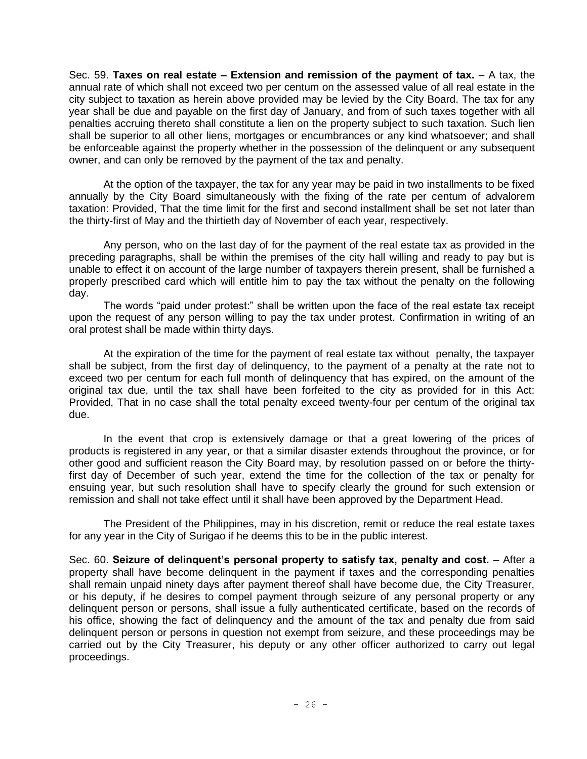Sec. 59. **Taxes on real estate – Extension and remission of the payment of tax.** – A tax, the annual rate of which shall not exceed two per centum on the assessed value of all real estate in the city subject to taxation as herein above provided may be levied by the City Board. The tax for any year shall be due and payable on the first day of January, and from of such taxes together with all penalties accruing thereto shall constitute a lien on the property subject to such taxation. Such lien shall be superior to all other liens, mortgages or encumbrances or any kind whatsoever; and shall be enforceable against the property whether in the possession of the delinquent or any subsequent owner, and can only be removed by the payment of the tax and penalty.

At the option of the taxpayer, the tax for any year may be paid in two installments to be fixed annually by the City Board simultaneously with the fixing of the rate per centum of advalorem taxation: Provided, That the time limit for the first and second installment shall be set not later than the thirty-first of May and the thirtieth day of November of each year, respectively.

Any person, who on the last day of for the payment of the real estate tax as provided in the preceding paragraphs, shall be within the premises of the city hall willing and ready to pay but is unable to effect it on account of the large number of taxpayers therein present, shall be furnished a properly prescribed card which will entitle him to pay the tax without the penalty on the following day.

The words "paid under protest:" shall be written upon the face of the real estate tax receipt upon the request of any person willing to pay the tax under protest. Confirmation in writing of an oral protest shall be made within thirty days.

At the expiration of the time for the payment of real estate tax without penalty, the taxpayer shall be subject, from the first day of delinquency, to the payment of a penalty at the rate not to exceed two per centum for each full month of delinquency that has expired, on the amount of the original tax due, until the tax shall have been forfeited to the city as provided for in this Act: Provided, That in no case shall the total penalty exceed twenty-four per centum of the original tax due.

In the event that crop is extensively damage or that a great lowering of the prices of products is registered in any year, or that a similar disaster extends throughout the province, or for other good and sufficient reason the City Board may, by resolution passed on or before the thirty-first day of December of such year, extend the time for the collection of the tax or penalty for ensuing year, but such resolution shall have to specify clearly the ground for such extension or remission and shall not take effect until it shall have been approved by the Department Head.

The President of the Philippines, may in his discretion, remit or reduce the real estate taxes for any year in the City of Surigao if he deems this to be in the public interest.

Sec. 60. **Seizure of delinquent's personal property to satisfy tax, penalty and cost.** – After a property shall have become delinquent in the payment if taxes and the corresponding penalties shall remain unpaid ninety days after payment thereof shall have become due, the City Treasurer, or his deputy, if he desires to compel payment through seizure of any personal property or any delinquent person or persons, shall issue a fully authenticated certificate, based on the records of his office, showing the fact of delinquency and the amount of the tax and penalty due from said delinquent person or persons in question not exempt from seizure, and these proceedings may be carried out by the City Treasurer, his deputy or any other officer authorized to carry out legal proceedings.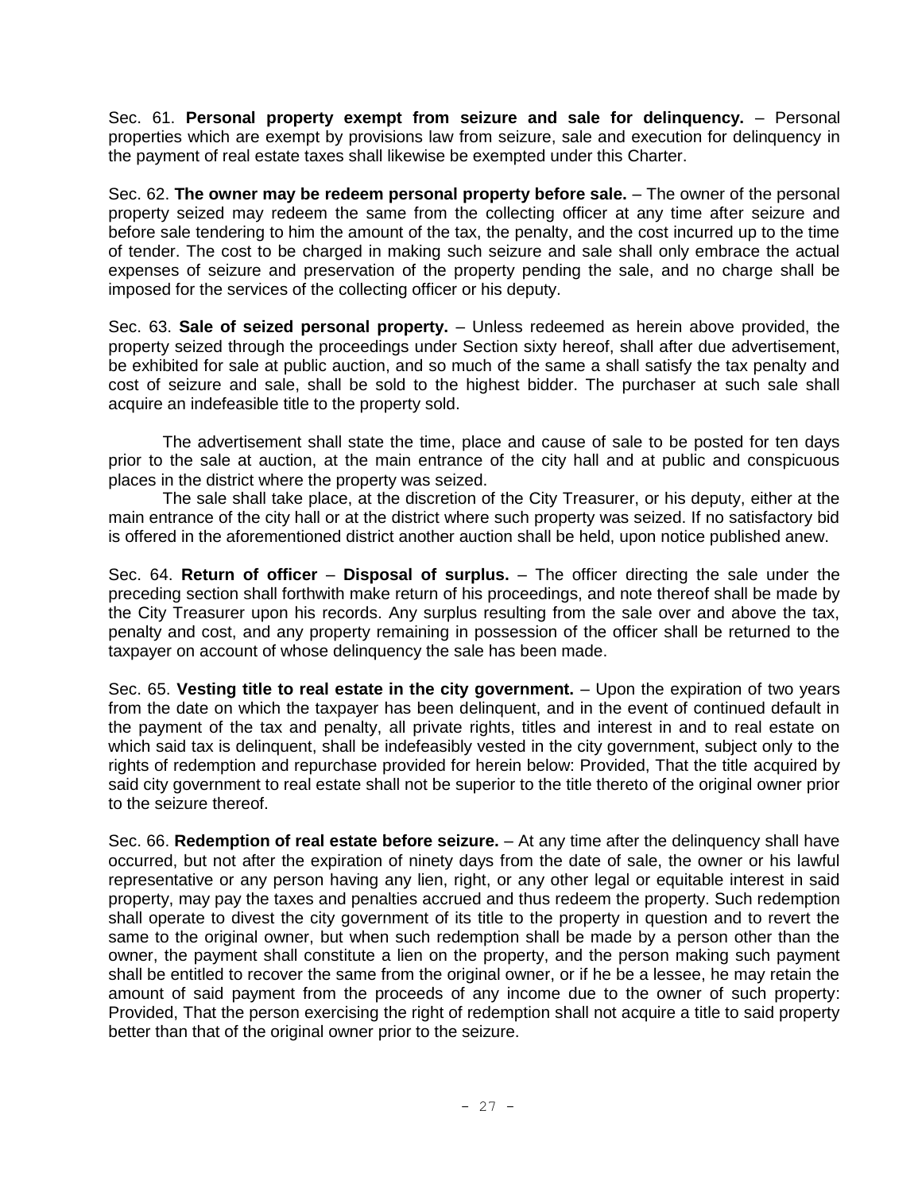Sec. 61. **Personal property exempt from seizure and sale for delinquency.** – Personal properties which are exempt by provisions law from seizure, sale and execution for delinquency in the payment of real estate taxes shall likewise be exempted under this Charter.

Sec. 62. **The owner may be redeem personal property before sale.** – The owner of the personal property seized may redeem the same from the collecting officer at any time after seizure and before sale tendering to him the amount of the tax, the penalty, and the cost incurred up to the time of tender. The cost to be charged in making such seizure and sale shall only embrace the actual expenses of seizure and preservation of the property pending the sale, and no charge shall be imposed for the services of the collecting officer or his deputy.

Sec. 63. **Sale of seized personal property.** – Unless redeemed as herein above provided, the property seized through the proceedings under Section sixty hereof, shall after due advertisement, be exhibited for sale at public auction, and so much of the same a shall satisfy the tax penalty and cost of seizure and sale, shall be sold to the highest bidder. The purchaser at such sale shall acquire an indefeasible title to the property sold.

The advertisement shall state the time, place and cause of sale to be posted for ten days prior to the sale at auction, at the main entrance of the city hall and at public and conspicuous places in the district where the property was seized.

The sale shall take place, at the discretion of the City Treasurer, or his deputy, either at the main entrance of the city hall or at the district where such property was seized. If no satisfactory bid is offered in the aforementioned district another auction shall be held, upon notice published anew.

Sec. 64. **Return of officer** – **Disposal of surplus.** – The officer directing the sale under the preceding section shall forthwith make return of his proceedings, and note thereof shall be made by the City Treasurer upon his records. Any surplus resulting from the sale over and above the tax, penalty and cost, and any property remaining in possession of the officer shall be returned to the taxpayer on account of whose delinquency the sale has been made.

Sec. 65. **Vesting title to real estate in the city government.** – Upon the expiration of two years from the date on which the taxpayer has been delinquent, and in the event of continued default in the payment of the tax and penalty, all private rights, titles and interest in and to real estate on which said tax is delinquent, shall be indefeasibly vested in the city government, subject only to the rights of redemption and repurchase provided for herein below: Provided, That the title acquired by said city government to real estate shall not be superior to the title thereto of the original owner prior to the seizure thereof.

Sec. 66. **Redemption of real estate before seizure.** – At any time after the delinquency shall have occurred, but not after the expiration of ninety days from the date of sale, the owner or his lawful representative or any person having any lien, right, or any other legal or equitable interest in said property, may pay the taxes and penalties accrued and thus redeem the property. Such redemption shall operate to divest the city government of its title to the property in question and to revert the same to the original owner, but when such redemption shall be made by a person other than the owner, the payment shall constitute a lien on the property, and the person making such payment shall be entitled to recover the same from the original owner, or if he be a lessee, he may retain the amount of said payment from the proceeds of any income due to the owner of such property: Provided, That the person exercising the right of redemption shall not acquire a title to said property better than that of the original owner prior to the seizure.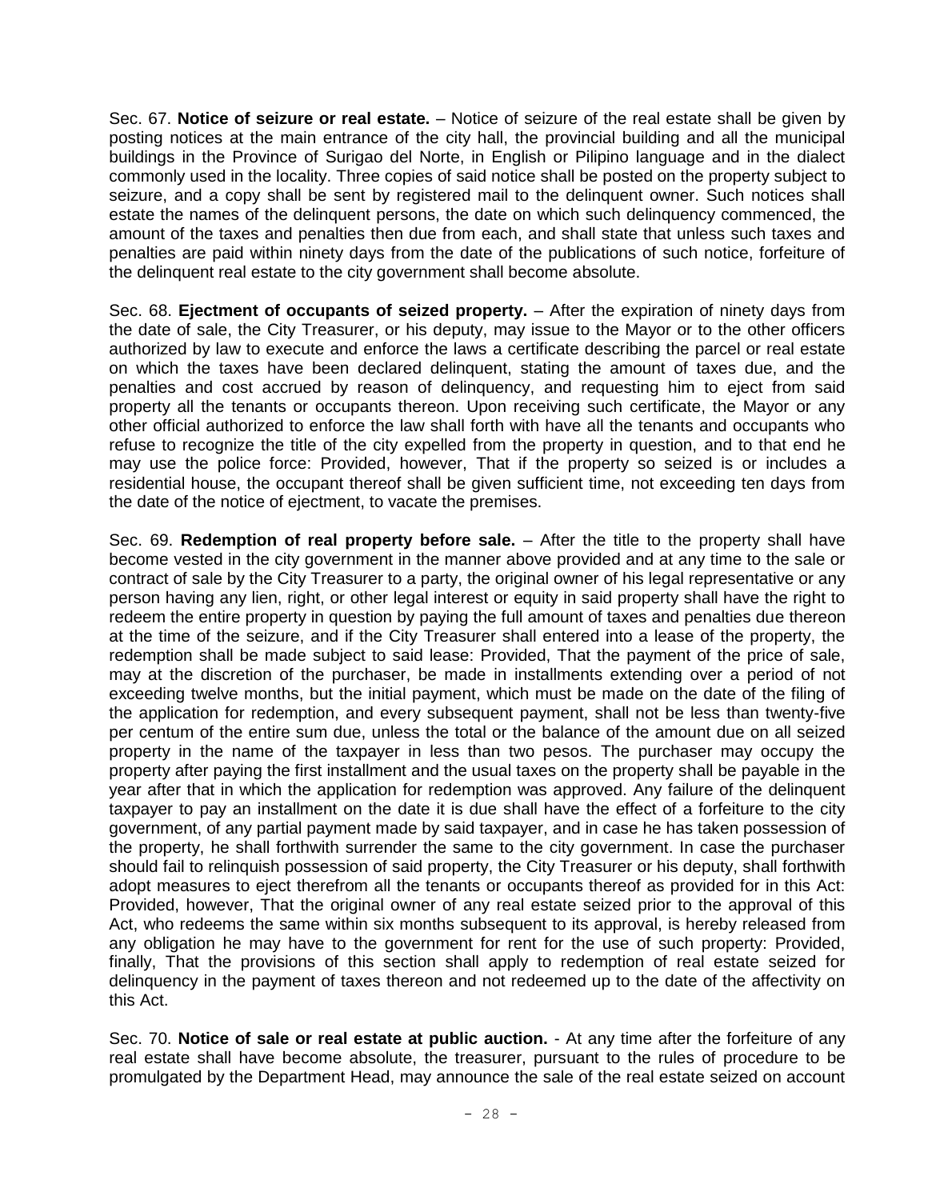Sec. 67. **Notice of seizure or real estate.** – Notice of seizure of the real estate shall be given by posting notices at the main entrance of the city hall, the provincial building and all the municipal buildings in the Province of Surigao del Norte, in English or Pilipino language and in the dialect commonly used in the locality. Three copies of said notice shall be posted on the property subject to seizure, and a copy shall be sent by registered mail to the delinquent owner. Such notices shall estate the names of the delinquent persons, the date on which such delinquency commenced, the amount of the taxes and penalties then due from each, and shall state that unless such taxes and penalties are paid within ninety days from the date of the publications of such notice, forfeiture of the delinquent real estate to the city government shall become absolute.

Sec. 68. **Ejectment of occupants of seized property.** – After the expiration of ninety days from the date of sale, the City Treasurer, or his deputy, may issue to the Mayor or to the other officers authorized by law to execute and enforce the laws a certificate describing the parcel or real estate on which the taxes have been declared delinquent, stating the amount of taxes due, and the penalties and cost accrued by reason of delinquency, and requesting him to eject from said property all the tenants or occupants thereon. Upon receiving such certificate, the Mayor or any other official authorized to enforce the law shall forth with have all the tenants and occupants who refuse to recognize the title of the city expelled from the property in question, and to that end he may use the police force: Provided, however, That if the property so seized is or includes a residential house, the occupant thereof shall be given sufficient time, not exceeding ten days from the date of the notice of ejectment, to vacate the premises.

Sec. 69. **Redemption of real property before sale.** – After the title to the property shall have become vested in the city government in the manner above provided and at any time to the sale or contract of sale by the City Treasurer to a party, the original owner of his legal representative or any person having any lien, right, or other legal interest or equity in said property shall have the right to redeem the entire property in question by paying the full amount of taxes and penalties due thereon at the time of the seizure, and if the City Treasurer shall entered into a lease of the property, the redemption shall be made subject to said lease: Provided, That the payment of the price of sale, may at the discretion of the purchaser, be made in installments extending over a period of not exceeding twelve months, but the initial payment, which must be made on the date of the filing of the application for redemption, and every subsequent payment, shall not be less than twenty-five per centum of the entire sum due, unless the total or the balance of the amount due on all seized property in the name of the taxpayer in less than two pesos. The purchaser may occupy the property after paying the first installment and the usual taxes on the property shall be payable in the year after that in which the application for redemption was approved. Any failure of the delinquent taxpayer to pay an installment on the date it is due shall have the effect of a forfeiture to the city government, of any partial payment made by said taxpayer, and in case he has taken possession of the property, he shall forthwith surrender the same to the city government. In case the purchaser should fail to relinquish possession of said property, the City Treasurer or his deputy, shall forthwith adopt measures to eject therefrom all the tenants or occupants thereof as provided for in this Act: Provided, however, That the original owner of any real estate seized prior to the approval of this Act, who redeems the same within six months subsequent to its approval, is hereby released from any obligation he may have to the government for rent for the use of such property: Provided, finally, That the provisions of this section shall apply to redemption of real estate seized for delinquency in the payment of taxes thereon and not redeemed up to the date of the affectivity on this Act.

Sec. 70. **Notice of sale or real estate at public auction.** - At any time after the forfeiture of any real estate shall have become absolute, the treasurer, pursuant to the rules of procedure to be promulgated by the Department Head, may announce the sale of the real estate seized on account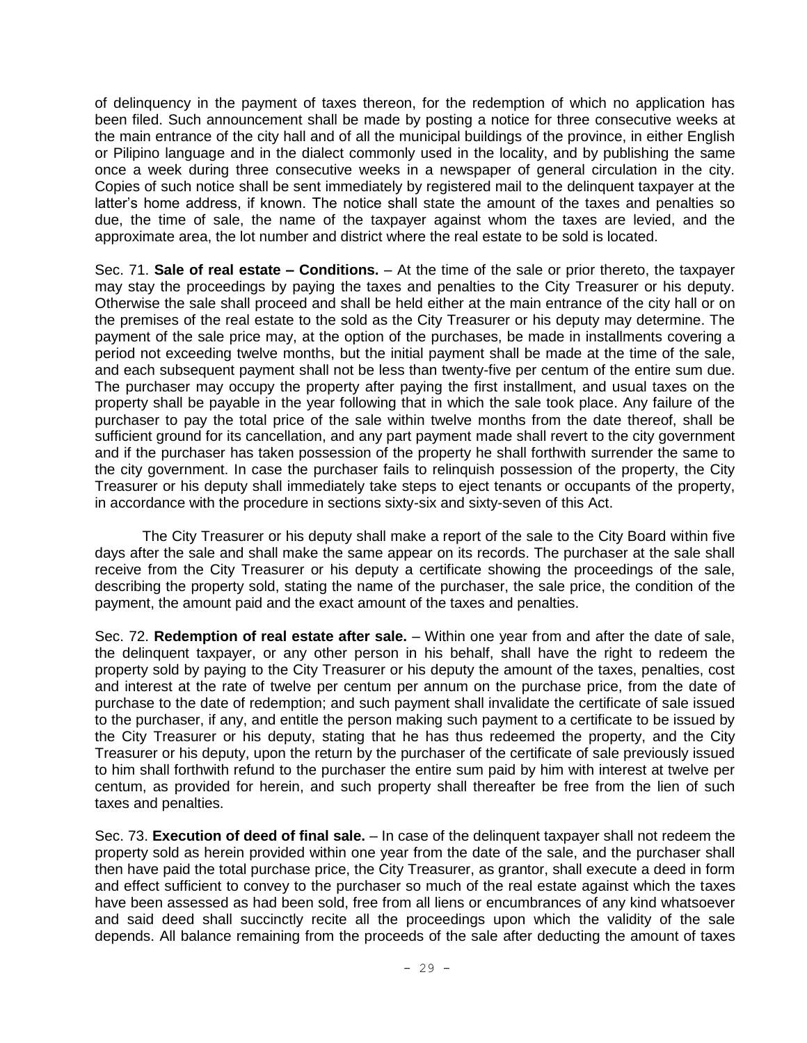of delinquency in the payment of taxes thereon, for the redemption of which no application has been filed. Such announcement shall be made by posting a notice for three consecutive weeks at the main entrance of the city hall and of all the municipal buildings of the province, in either English or Pilipino language and in the dialect commonly used in the locality, and by publishing the same once a week during three consecutive weeks in a newspaper of general circulation in the city. Copies of such notice shall be sent immediately by registered mail to the delinquent taxpayer at the latter's home address, if known. The notice shall state the amount of the taxes and penalties so due, the time of sale, the name of the taxpayer against whom the taxes are levied, and the approximate area, the lot number and district where the real estate to be sold is located.

Sec. 71. **Sale of real estate – Conditions.** – At the time of the sale or prior thereto, the taxpayer may stay the proceedings by paying the taxes and penalties to the City Treasurer or his deputy. Otherwise the sale shall proceed and shall be held either at the main entrance of the city hall or on the premises of the real estate to the sold as the City Treasurer or his deputy may determine. The payment of the sale price may, at the option of the purchases, be made in installments covering a period not exceeding twelve months, but the initial payment shall be made at the time of the sale, and each subsequent payment shall not be less than twenty-five per centum of the entire sum due. The purchaser may occupy the property after paying the first installment, and usual taxes on the property shall be payable in the year following that in which the sale took place. Any failure of the purchaser to pay the total price of the sale within twelve months from the date thereof, shall be sufficient ground for its cancellation, and any part payment made shall revert to the city government and if the purchaser has taken possession of the property he shall forthwith surrender the same to the city government. In case the purchaser fails to relinquish possession of the property, the City Treasurer or his deputy shall immediately take steps to eject tenants or occupants of the property, in accordance with the procedure in sections sixty-six and sixty-seven of this Act.

The City Treasurer or his deputy shall make a report of the sale to the City Board within five days after the sale and shall make the same appear on its records. The purchaser at the sale shall receive from the City Treasurer or his deputy a certificate showing the proceedings of the sale, describing the property sold, stating the name of the purchaser, the sale price, the condition of the payment, the amount paid and the exact amount of the taxes and penalties.

Sec. 72. **Redemption of real estate after sale.** – Within one year from and after the date of sale, the delinquent taxpayer, or any other person in his behalf, shall have the right to redeem the property sold by paying to the City Treasurer or his deputy the amount of the taxes, penalties, cost and interest at the rate of twelve per centum per annum on the purchase price, from the date of purchase to the date of redemption; and such payment shall invalidate the certificate of sale issued to the purchaser, if any, and entitle the person making such payment to a certificate to be issued by the City Treasurer or his deputy, stating that he has thus redeemed the property, and the City Treasurer or his deputy, upon the return by the purchaser of the certificate of sale previously issued to him shall forthwith refund to the purchaser the entire sum paid by him with interest at twelve per centum, as provided for herein, and such property shall thereafter be free from the lien of such taxes and penalties.

Sec. 73. **Execution of deed of final sale.** – In case of the delinquent taxpayer shall not redeem the property sold as herein provided within one year from the date of the sale, and the purchaser shall then have paid the total purchase price, the City Treasurer, as grantor, shall execute a deed in form and effect sufficient to convey to the purchaser so much of the real estate against which the taxes have been assessed as had been sold, free from all liens or encumbrances of any kind whatsoever and said deed shall succinctly recite all the proceedings upon which the validity of the sale depends. All balance remaining from the proceeds of the sale after deducting the amount of taxes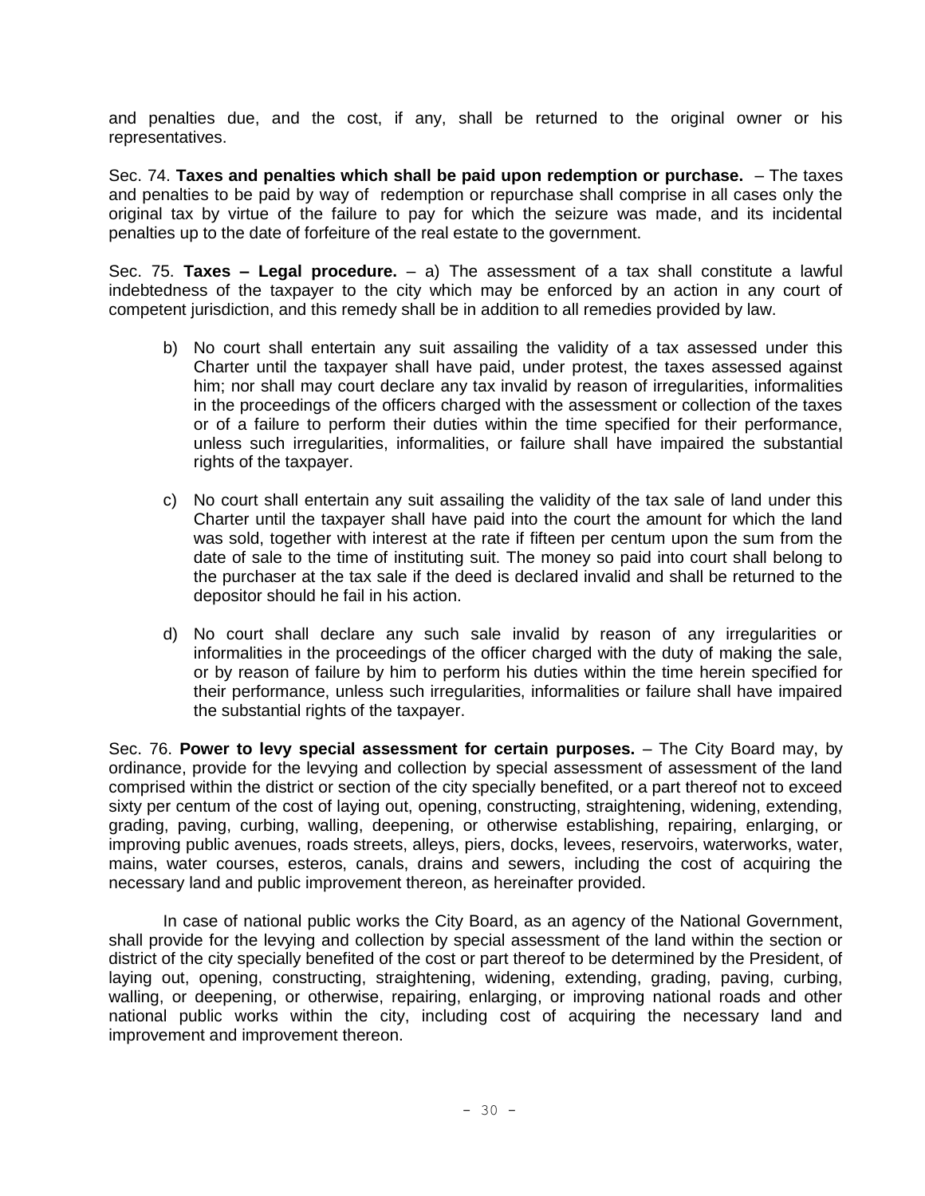and penalties due, and the cost, if any, shall be returned to the original owner or his representatives.

Sec. 74. **Taxes and penalties which shall be paid upon redemption or purchase.** – The taxes and penalties to be paid by way of redemption or repurchase shall comprise in all cases only the original tax by virtue of the failure to pay for which the seizure was made, and its incidental penalties up to the date of forfeiture of the real estate to the government.

Sec. 75. **Taxes – Legal procedure.** – a) The assessment of a tax shall constitute a lawful indebtedness of the taxpayer to the city which may be enforced by an action in any court of competent jurisdiction, and this remedy shall be in addition to all remedies provided by law.

b) No court shall entertain any suit assailing the validity of a tax assessed under this Charter until the taxpayer shall have paid, under protest, the taxes assessed against him; nor shall may court declare any tax invalid by reason of irregularities, informalities in the proceedings of the officers charged with the assessment or collection of the taxes or of a failure to perform their duties within the time specified for their performance, unless such irregularities, informalities, or failure shall have impaired the substantial rights of the taxpayer.

c) No court shall entertain any suit assailing the validity of the tax sale of land under this Charter until the taxpayer shall have paid into the court the amount for which the land was sold, together with interest at the rate if fifteen per centum upon the sum from the date of sale to the time of instituting suit. The money so paid into court shall belong to the purchaser at the tax sale if the deed is declared invalid and shall be returned to the depositor should he fail in his action.

d) No court shall declare any such sale invalid by reason of any irregularities or informalities in the proceedings of the officer charged with the duty of making the sale, or by reason of failure by him to perform his duties within the time herein specified for their performance, unless such irregularities, informalities or failure shall have impaired the substantial rights of the taxpayer.

Sec. 76. **Power to levy special assessment for certain purposes.** – The City Board may, by ordinance, provide for the levying and collection by special assessment of assessment of the land comprised within the district or section of the city specially benefited, or a part thereof not to exceed sixty per centum of the cost of laying out, opening, constructing, straightening, widening, extending, grading, paving, curbing, walling, deepening, or otherwise establishing, repairing, enlarging, or improving public avenues, roads streets, alleys, piers, docks, levees, reservoirs, waterworks, water, mains, water courses, esteros, canals, drains and sewers, including the cost of acquiring the necessary land and public improvement thereon, as hereinafter provided.

In case of national public works the City Board, as an agency of the National Government, shall provide for the levying and collection by special assessment of the land within the section or district of the city specially benefited of the cost or part thereof to be determined by the President, of laying out, opening, constructing, straightening, widening, extending, grading, paving, curbing, walling, or deepening, or otherwise, repairing, enlarging, or improving national roads and other national public works within the city, including cost of acquiring the necessary land and improvement and improvement thereon.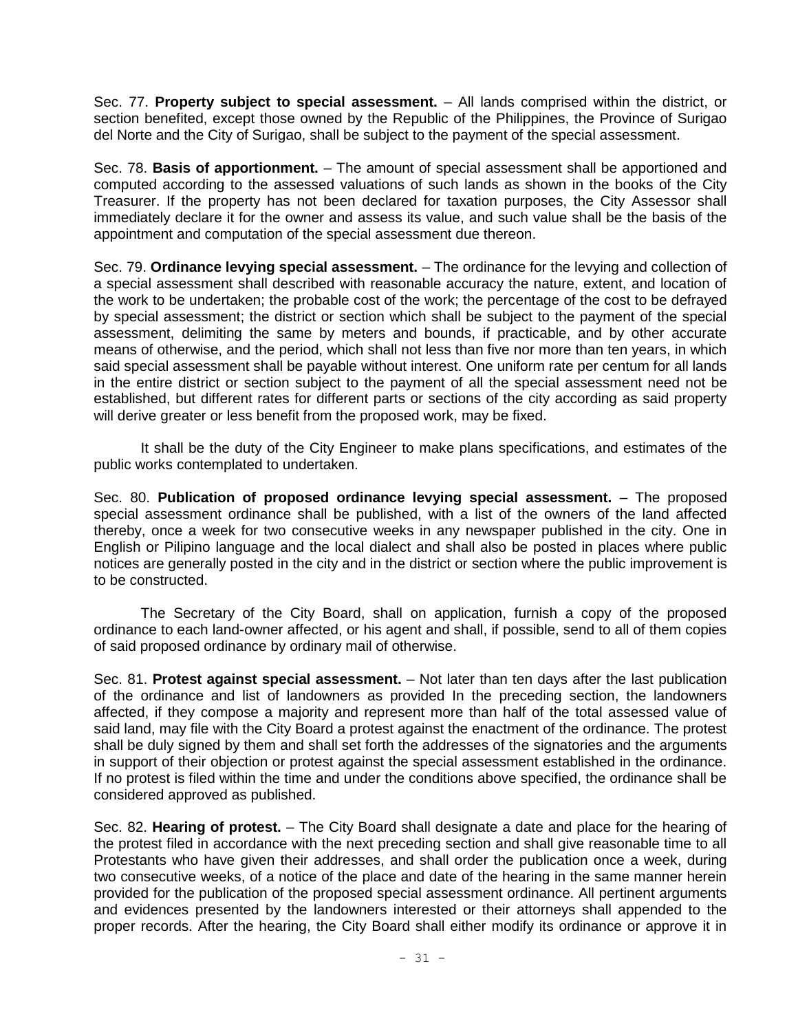Sec. 77. **Property subject to special assessment.** – All lands comprised within the district, or section benefited, except those owned by the Republic of the Philippines, the Province of Surigao del Norte and the City of Surigao, shall be subject to the payment of the special assessment.

Sec. 78. **Basis of apportionment.** – The amount of special assessment shall be apportioned and computed according to the assessed valuations of such lands as shown in the books of the City Treasurer. If the property has not been declared for taxation purposes, the City Assessor shall immediately declare it for the owner and assess its value, and such value shall be the basis of the appointment and computation of the special assessment due thereon.

Sec. 79. **Ordinance levying special assessment.** – The ordinance for the levying and collection of a special assessment shall described with reasonable accuracy the nature, extent, and location of the work to be undertaken; the probable cost of the work; the percentage of the cost to be defrayed by special assessment; the district or section which shall be subject to the payment of the special assessment, delimiting the same by meters and bounds, if practicable, and by other accurate means of otherwise, and the period, which shall not less than five nor more than ten years, in which said special assessment shall be payable without interest. One uniform rate per centum for all lands in the entire district or section subject to the payment of all the special assessment need not be established, but different rates for different parts or sections of the city according as said property will derive greater or less benefit from the proposed work, may be fixed.

It shall be the duty of the City Engineer to make plans specifications, and estimates of the public works contemplated to undertaken.

Sec. 80. **Publication of proposed ordinance levying special assessment.** – The proposed special assessment ordinance shall be published, with a list of the owners of the land affected thereby, once a week for two consecutive weeks in any newspaper published in the city. One in English or Pilipino language and the local dialect and shall also be posted in places where public notices are generally posted in the city and in the district or section where the public improvement is to be constructed.

The Secretary of the City Board, shall on application, furnish a copy of the proposed ordinance to each land-owner affected, or his agent and shall, if possible, send to all of them copies of said proposed ordinance by ordinary mail of otherwise.

Sec. 81. **Protest against special assessment.** – Not later than ten days after the last publication of the ordinance and list of landowners as provided In the preceding section, the landowners affected, if they compose a majority and represent more than half of the total assessed value of said land, may file with the City Board a protest against the enactment of the ordinance. The protest shall be duly signed by them and shall set forth the addresses of the signatories and the arguments in support of their objection or protest against the special assessment established in the ordinance. If no protest is filed within the time and under the conditions above specified, the ordinance shall be considered approved as published.

Sec. 82. **Hearing of protest.** – The City Board shall designate a date and place for the hearing of the protest filed in accordance with the next preceding section and shall give reasonable time to all Protestants who have given their addresses, and shall order the publication once a week, during two consecutive weeks, of a notice of the place and date of the hearing in the same manner herein provided for the publication of the proposed special assessment ordinance. All pertinent arguments and evidences presented by the landowners interested or their attorneys shall appended to the proper records. After the hearing, the City Board shall either modify its ordinance or approve it in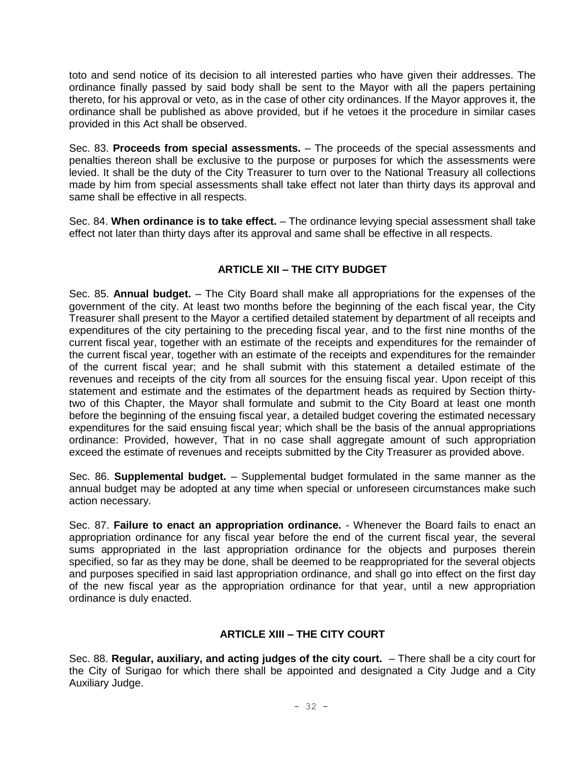toto and send notice of its decision to all interested parties who have given their addresses. The ordinance finally passed by said body shall be sent to the Mayor with all the papers pertaining thereto, for his approval or veto, as in the case of other city ordinances. If the Mayor approves it, the ordinance shall be published as above provided, but if he vetoes it the procedure in similar cases provided in this Act shall be observed.

Sec. 83. **Proceeds from special assessments.** – The proceeds of the special assessments and penalties thereon shall be exclusive to the purpose or purposes for which the assessments were levied. It shall be the duty of the City Treasurer to turn over to the National Treasury all collections made by him from special assessments shall take effect not later than thirty days its approval and same shall be effective in all respects.

Sec. 84. **When ordinance is to take effect.** – The ordinance levying special assessment shall take effect not later than thirty days after its approval and same shall be effective in all respects.

## ARTICLE XII – THE CITY BUDGET

Sec. 85. **Annual budget.** – The City Board shall make all appropriations for the expenses of the government of the city. At least two months before the beginning of the each fiscal year, the City Treasurer shall present to the Mayor a certified detailed statement by department of all receipts and expenditures of the city pertaining to the preceding fiscal year, and to the first nine months of the current fiscal year, together with an estimate of the receipts and expenditures for the remainder of the current fiscal year, together with an estimate of the receipts and expenditures for the remainder of the current fiscal year; and he shall submit with this statement a detailed estimate of the revenues and receipts of the city from all sources for the ensuing fiscal year. Upon receipt of this statement and estimate and the estimates of the department heads as required by Section thirty-two of this Chapter, the Mayor shall formulate and submit to the City Board at least one month before the beginning of the ensuing fiscal year, a detailed budget covering the estimated necessary expenditures for the said ensuing fiscal year; which shall be the basis of the annual appropriations ordinance: Provided, however, That in no case shall aggregate amount of such appropriation exceed the estimate of revenues and receipts submitted by the City Treasurer as provided above.

Sec. 86. **Supplemental budget.** – Supplemental budget formulated in the same manner as the annual budget may be adopted at any time when special or unforeseen circumstances make such action necessary.

Sec. 87. **Failure to enact an appropriation ordinance.** - Whenever the Board fails to enact an appropriation ordinance for any fiscal year before the end of the current fiscal year, the several sums appropriated in the last appropriation ordinance for the objects and purposes therein specified, so far as they may be done, shall be deemed to be reappropriated for the several objects and purposes specified in said last appropriation ordinance, and shall go into effect on the first day of the new fiscal year as the appropriation ordinance for that year, until a new appropriation ordinance is duly enacted.

## ARTICLE XIII – THE CITY COURT

Sec. 88. **Regular, auxiliary, and acting judges of the city court.** – There shall be a city court for the City of Surigao for which there shall be appointed and designated a City Judge and a City Auxiliary Judge.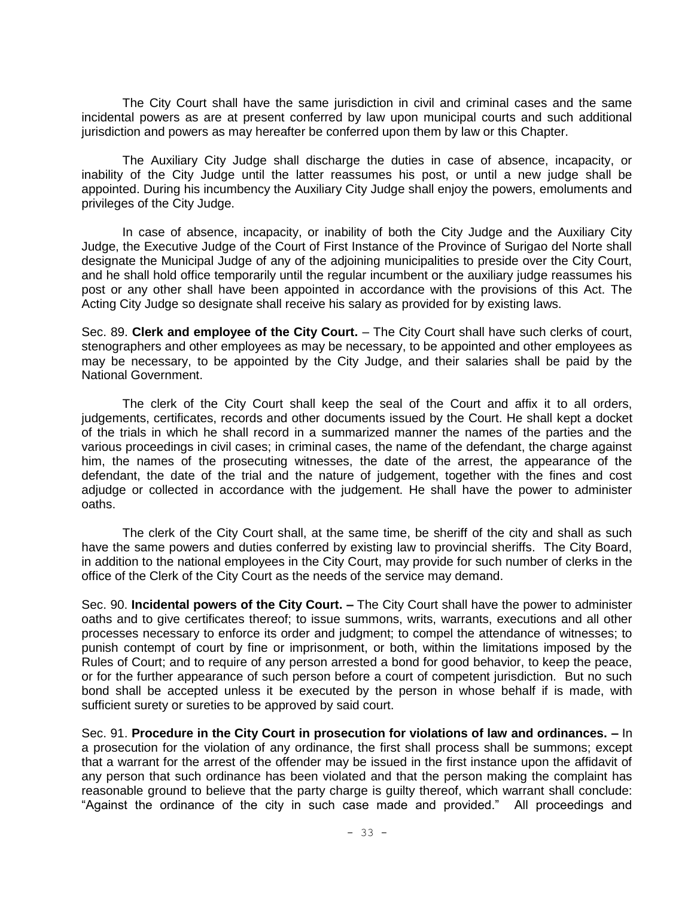The City Court shall have the same jurisdiction in civil and criminal cases and the same incidental powers as are at present conferred by law upon municipal courts and such additional jurisdiction and powers as may hereafter be conferred upon them by law or this Chapter.

The Auxiliary City Judge shall discharge the duties in case of absence, incapacity, or inability of the City Judge until the latter reassumes his post, or until a new judge shall be appointed. During his incumbency the Auxiliary City Judge shall enjoy the powers, emoluments and privileges of the City Judge.

In case of absence, incapacity, or inability of both the City Judge and the Auxiliary City Judge, the Executive Judge of the Court of First Instance of the Province of Surigao del Norte shall designate the Municipal Judge of any of the adjoining municipalities to preside over the City Court, and he shall hold office temporarily until the regular incumbent or the auxiliary judge reassumes his post or any other shall have been appointed in accordance with the provisions of this Act. The Acting City Judge so designate shall receive his salary as provided for by existing laws.

Sec. 89. **Clerk and employee of the City Court.** – The City Court shall have such clerks of court, stenographers and other employees as may be necessary, to be appointed and other employees as may be necessary, to be appointed by the City Judge, and their salaries shall be paid by the National Government.

The clerk of the City Court shall keep the seal of the Court and affix it to all orders, judgements, certificates, records and other documents issued by the Court. He shall kept a docket of the trials in which he shall record in a summarized manner the names of the parties and the various proceedings in civil cases; in criminal cases, the name of the defendant, the charge against him, the names of the prosecuting witnesses, the date of the arrest, the appearance of the defendant, the date of the trial and the nature of judgement, together with the fines and cost adjudge or collected in accordance with the judgement. He shall have the power to administer oaths.

The clerk of the City Court shall, at the same time, be sheriff of the city and shall as such have the same powers and duties conferred by existing law to provincial sheriffs. The City Board, in addition to the national employees in the City Court, may provide for such number of clerks in the office of the Clerk of the City Court as the needs of the service may demand.

Sec. 90. **Incidental powers of the City Court. –** The City Court shall have the power to administer oaths and to give certificates thereof; to issue summons, writs, warrants, executions and all other processes necessary to enforce its order and judgment; to compel the attendance of witnesses; to punish contempt of court by fine or imprisonment, or both, within the limitations imposed by the Rules of Court; and to require of any person arrested a bond for good behavior, to keep the peace, or for the further appearance of such person before a court of competent jurisdiction. But no such bond shall be accepted unless it be executed by the person in whose behalf if is made, with sufficient surety or sureties to be approved by said court.

Sec. 91. **Procedure in the City Court in prosecution for violations of law and ordinances. –** In a prosecution for the violation of any ordinance, the first shall process shall be summons; except that a warrant for the arrest of the offender may be issued in the first instance upon the affidavit of any person that such ordinance has been violated and that the person making the complaint has reasonable ground to believe that the party charge is guilty thereof, which warrant shall conclude: "Against the ordinance of the city in such case made and provided." All proceedings and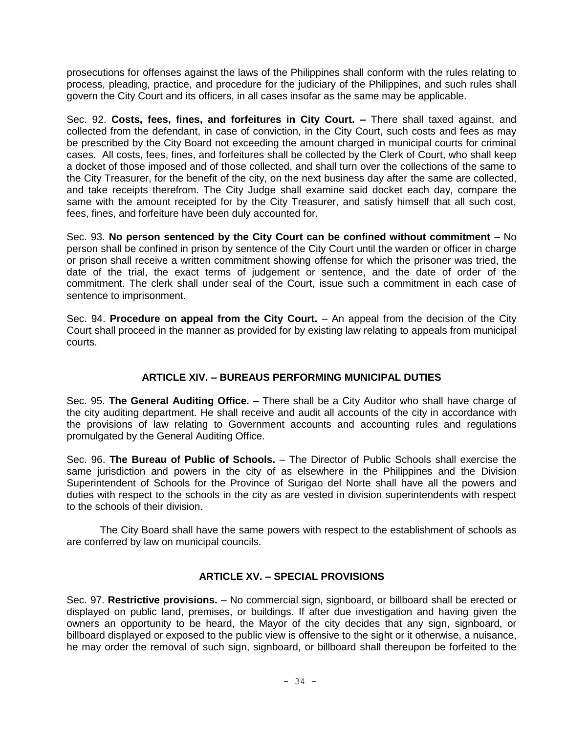prosecutions for offenses against the laws of the Philippines shall conform with the rules relating to process, pleading, practice, and procedure for the judiciary of the Philippines, and such rules shall govern the City Court and its officers, in all cases insofar as the same may be applicable.

Sec. 92. **Costs, fees, fines, and forfeitures in City Court. –** There shall taxed against, and collected from the defendant, in case of conviction, in the City Court, such costs and fees as may be prescribed by the City Board not exceeding the amount charged in municipal courts for criminal cases. All costs, fees, fines, and forfeitures shall be collected by the Clerk of Court, who shall keep a docket of those imposed and of those collected, and shall turn over the collections of the same to the City Treasurer, for the benefit of the city, on the next business day after the same are collected, and take receipts therefrom. The City Judge shall examine said docket each day, compare the same with the amount receipted for by the City Treasurer, and satisfy himself that all such cost, fees, fines, and forfeiture have been duly accounted for.

Sec. 93. **No person sentenced by the City Court can be confined without commitment** – No person shall be confined in prison by sentence of the City Court until the warden or officer in charge or prison shall receive a written commitment showing offense for which the prisoner was tried, the date of the trial, the exact terms of judgement or sentence, and the date of order of the commitment. The clerk shall under seal of the Court, issue such a commitment in each case of sentence to imprisonment.

Sec. 94. **Procedure on appeal from the City Court.** – An appeal from the decision of the City Court shall proceed in the manner as provided for by existing law relating to appeals from municipal courts.

## ARTICLE XIV. – BUREAUS PERFORMING MUNICIPAL DUTIES

Sec. 95. **The General Auditing Office.** – There shall be a City Auditor who shall have charge of the city auditing department. He shall receive and audit all accounts of the city in accordance with the provisions of law relating to Government accounts and accounting rules and regulations promulgated by the General Auditing Office.

Sec. 96. **The Bureau of Public of Schools.** – The Director of Public Schools shall exercise the same jurisdiction and powers in the city of as elsewhere in the Philippines and the Division Superintendent of Schools for the Province of Surigao del Norte shall have all the powers and duties with respect to the schools in the city as are vested in division superintendents with respect to the schools of their division.

The City Board shall have the same powers with respect to the establishment of schools as are conferred by law on municipal councils.

## ARTICLE XV. – SPECIAL PROVISIONS

Sec. 97. **Restrictive provisions.** – No commercial sign, signboard, or billboard shall be erected or displayed on public land, premises, or buildings. If after due investigation and having given the owners an opportunity to be heard, the Mayor of the city decides that any sign, signboard, or billboard displayed or exposed to the public view is offensive to the sight or it otherwise, a nuisance, he may order the removal of such sign, signboard, or billboard shall thereupon be forfeited to the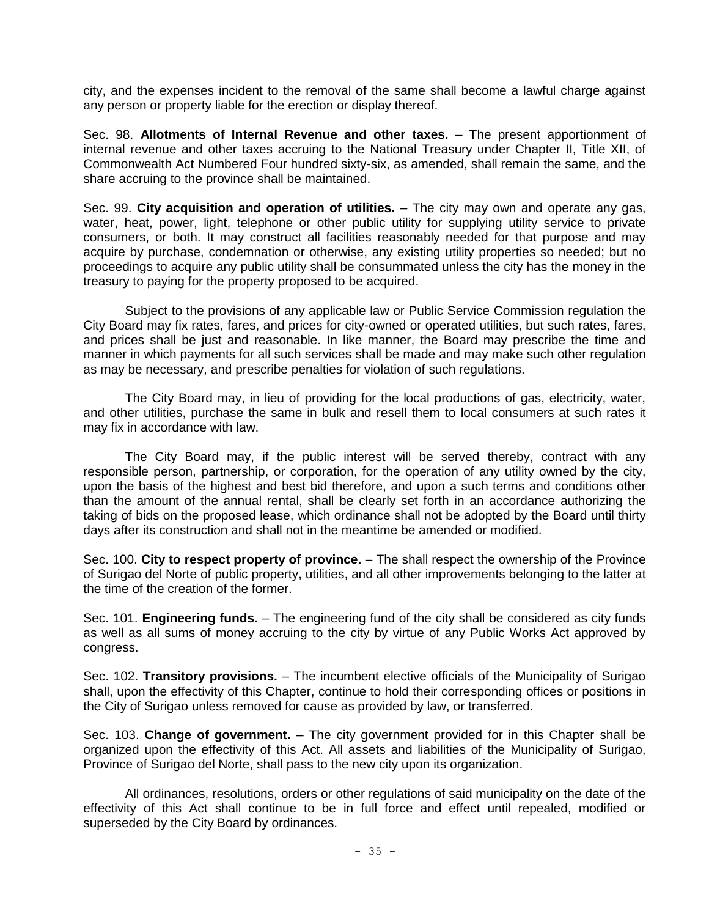city, and the expenses incident to the removal of the same shall become a lawful charge against any person or property liable for the erection or display thereof.

Sec. 98. **Allotments of Internal Revenue and other taxes.** – The present apportionment of internal revenue and other taxes accruing to the National Treasury under Chapter II, Title XII, of Commonwealth Act Numbered Four hundred sixty-six, as amended, shall remain the same, and the share accruing to the province shall be maintained.

Sec. 99. **City acquisition and operation of utilities.** – The city may own and operate any gas, water, heat, power, light, telephone or other public utility for supplying utility service to private consumers, or both. It may construct all facilities reasonably needed for that purpose and may acquire by purchase, condemnation or otherwise, any existing utility properties so needed; but no proceedings to acquire any public utility shall be consummated unless the city has the money in the treasury to paying for the property proposed to be acquired.

Subject to the provisions of any applicable law or Public Service Commission regulation the City Board may fix rates, fares, and prices for city-owned or operated utilities, but such rates, fares, and prices shall be just and reasonable. In like manner, the Board may prescribe the time and manner in which payments for all such services shall be made and may make such other regulation as may be necessary, and prescribe penalties for violation of such regulations.

The City Board may, in lieu of providing for the local productions of gas, electricity, water, and other utilities, purchase the same in bulk and resell them to local consumers at such rates it may fix in accordance with law.

The City Board may, if the public interest will be served thereby, contract with any responsible person, partnership, or corporation, for the operation of any utility owned by the city, upon the basis of the highest and best bid therefore, and upon a such terms and conditions other than the amount of the annual rental, shall be clearly set forth in an accordance authorizing the taking of bids on the proposed lease, which ordinance shall not be adopted by the Board until thirty days after its construction and shall not in the meantime be amended or modified.

Sec. 100. **City to respect property of province.** – The shall respect the ownership of the Province of Surigao del Norte of public property, utilities, and all other improvements belonging to the latter at the time of the creation of the former.

Sec. 101. **Engineering funds.** – The engineering fund of the city shall be considered as city funds as well as all sums of money accruing to the city by virtue of any Public Works Act approved by congress.

Sec. 102. **Transitory provisions.** – The incumbent elective officials of the Municipality of Surigao shall, upon the effectivity of this Chapter, continue to hold their corresponding offices or positions in the City of Surigao unless removed for cause as provided by law, or transferred.

Sec. 103. **Change of government.** – The city government provided for in this Chapter shall be organized upon the effectivity of this Act. All assets and liabilities of the Municipality of Surigao, Province of Surigao del Norte, shall pass to the new city upon its organization.

All ordinances, resolutions, orders or other regulations of said municipality on the date of the effectivity of this Act shall continue to be in full force and effect until repealed, modified or superseded by the City Board by ordinances.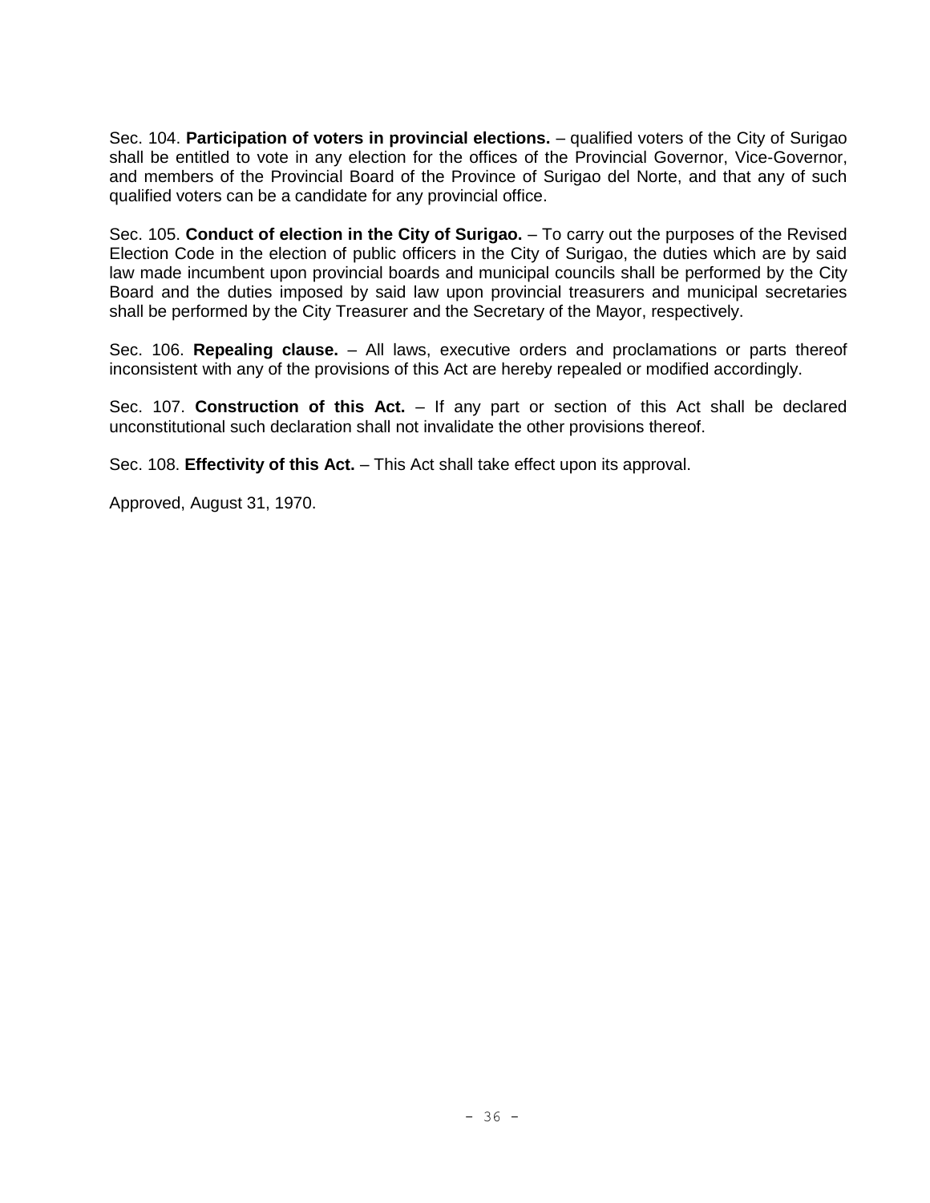Sec. 104. **Participation of voters in provincial elections.** – qualified voters of the City of Surigao shall be entitled to vote in any election for the offices of the Provincial Governor, Vice-Governor, and members of the Provincial Board of the Province of Surigao del Norte, and that any of such qualified voters can be a candidate for any provincial office.

Sec. 105. **Conduct of election in the City of Surigao.** – To carry out the purposes of the Revised Election Code in the election of public officers in the City of Surigao, the duties which are by said law made incumbent upon provincial boards and municipal councils shall be performed by the City Board and the duties imposed by said law upon provincial treasurers and municipal secretaries shall be performed by the City Treasurer and the Secretary of the Mayor, respectively.

Sec. 106. **Repealing clause.** – All laws, executive orders and proclamations or parts thereof inconsistent with any of the provisions of this Act are hereby repealed or modified accordingly.

Sec. 107. **Construction of this Act.** – If any part or section of this Act shall be declared unconstitutional such declaration shall not invalidate the other provisions thereof.

Sec. 108. **Effectivity of this Act.** – This Act shall take effect upon its approval.

Approved, August 31, 1970.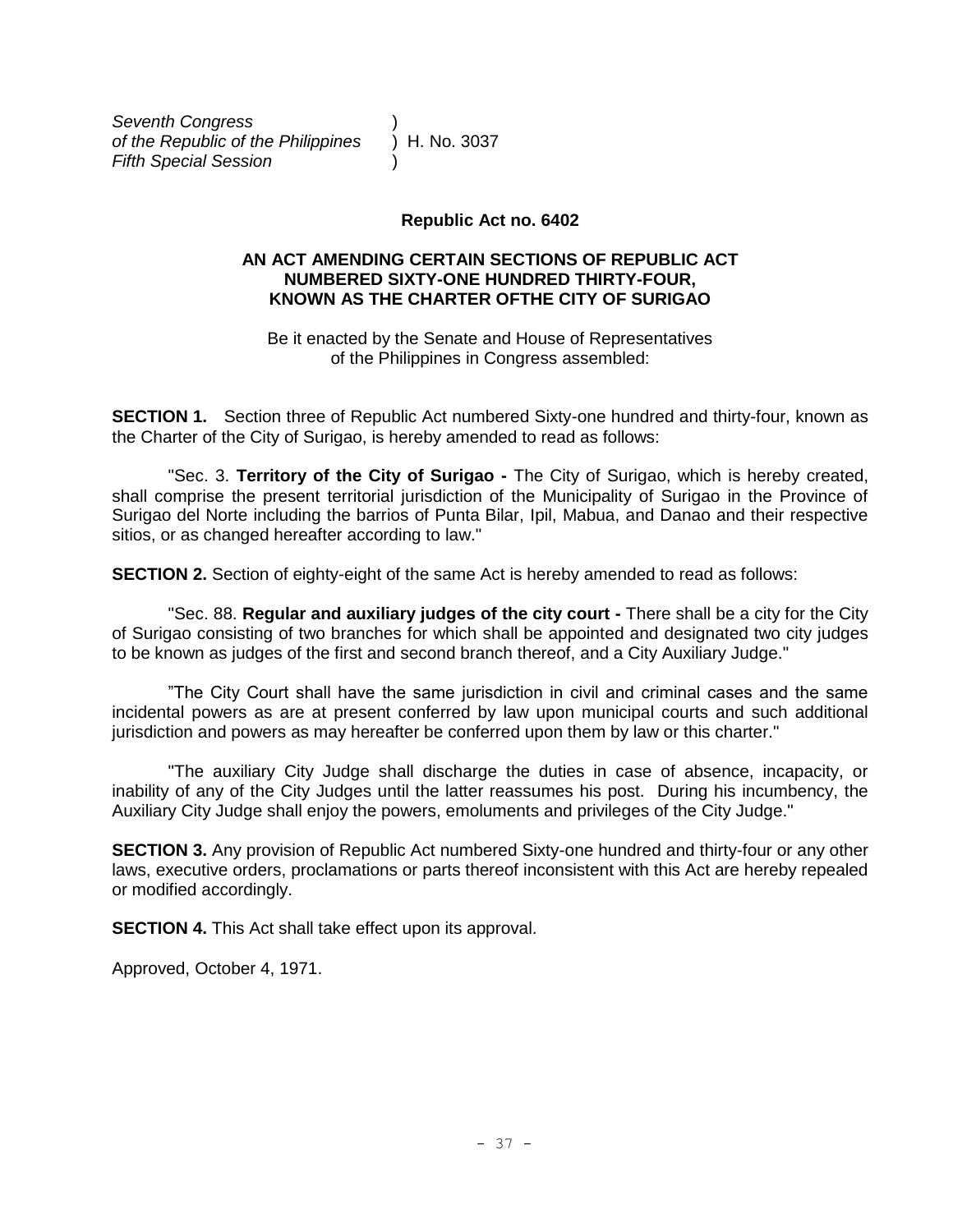*Seventh Congress*
*of the Republic of the Philippines* ) H. No. 3037
*Fifth Special Session*

**Republic Act no. 6402**

**AN ACT AMENDING CERTAIN SECTIONS OF REPUBLIC ACT NUMBERED SIXTY-ONE HUNDRED THIRTY-FOUR, KNOWN AS THE CHARTER OFTHE CITY OF SURIGAO**

Be it enacted by the Senate and House of Representatives of the Philippines in Congress assembled:

**SECTION 1.** Section three of Republic Act numbered Sixty-one hundred and thirty-four, known as the Charter of the City of Surigao, is hereby amended to read as follows:

"Sec. 3. **Territory of the City of Surigao -** The City of Surigao, which is hereby created, shall comprise the present territorial jurisdiction of the Municipality of Surigao in the Province of Surigao del Norte including the barrios of Punta Bilar, Ipil, Mabua, and Danao and their respective sitios, or as changed hereafter according to law."

**SECTION 2.** Section of eighty-eight of the same Act is hereby amended to read as follows:

"Sec. 88. **Regular and auxiliary judges of the city court -** There shall be a city for the City of Surigao consisting of two branches for which shall be appointed and designated two city judges to be known as judges of the first and second branch thereof, and a City Auxiliary Judge."

"The City Court shall have the same jurisdiction in civil and criminal cases and the same incidental powers as are at present conferred by law upon municipal courts and such additional jurisdiction and powers as may hereafter be conferred upon them by law or this charter."

"The auxiliary City Judge shall discharge the duties in case of absence, incapacity, or inability of any of the City Judges until the latter reassumes his post. During his incumbency, the Auxiliary City Judge shall enjoy the powers, emoluments and privileges of the City Judge."

**SECTION 3.** Any provision of Republic Act numbered Sixty-one hundred and thirty-four or any other laws, executive orders, proclamations or parts thereof inconsistent with this Act are hereby repealed or modified accordingly.

**SECTION 4.** This Act shall take effect upon its approval.

Approved, October 4, 1971.